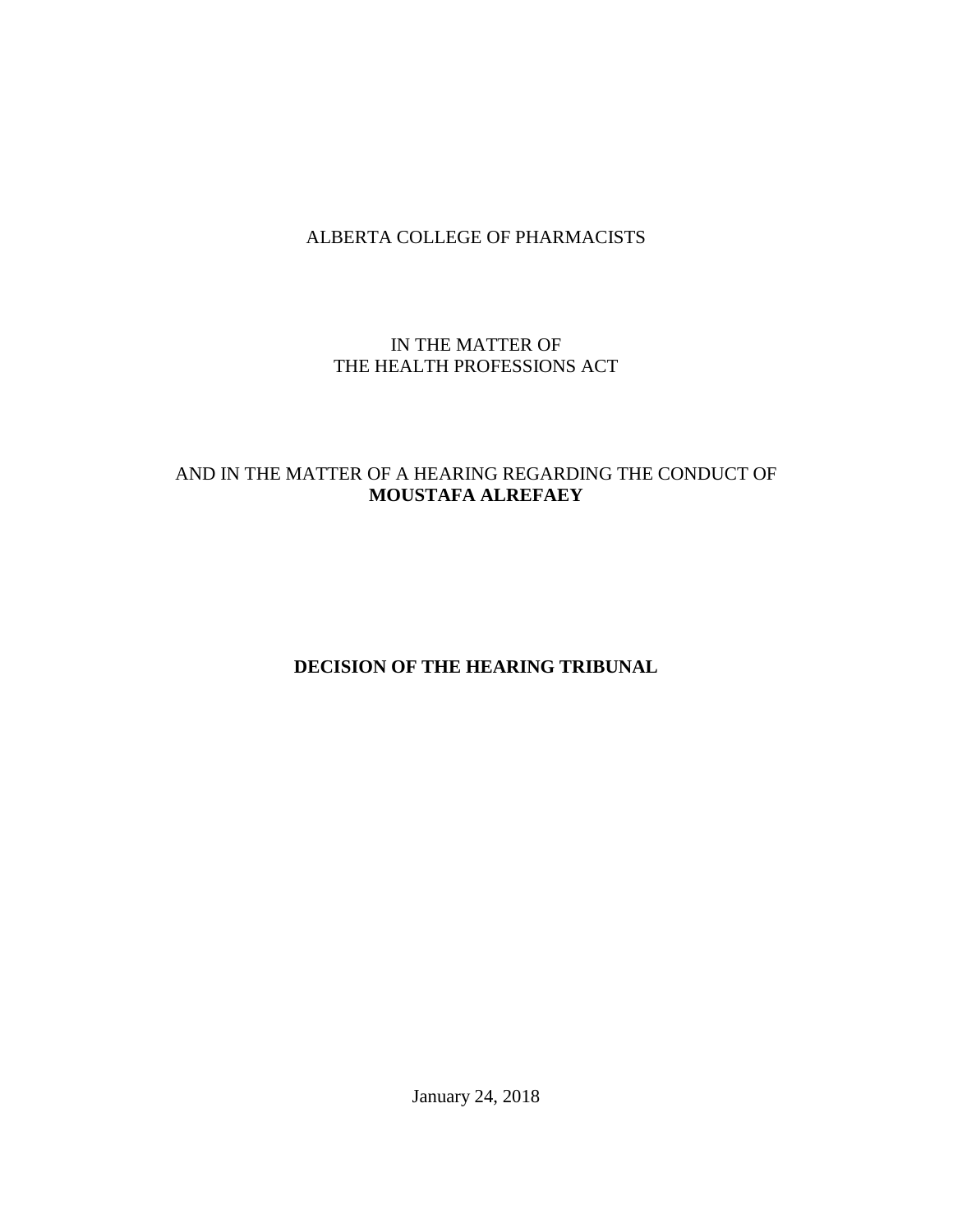ALBERTA COLLEGE OF PHARMACISTS

IN THE MATTER OF
THE HEALTH PROFESSIONS ACT

AND IN THE MATTER OF A HEARING REGARDING THE CONDUCT OF
**MOUSTAFA ALREFAEY**

# DECISION OF THE HEARING TRIBUNAL

January 24, 2018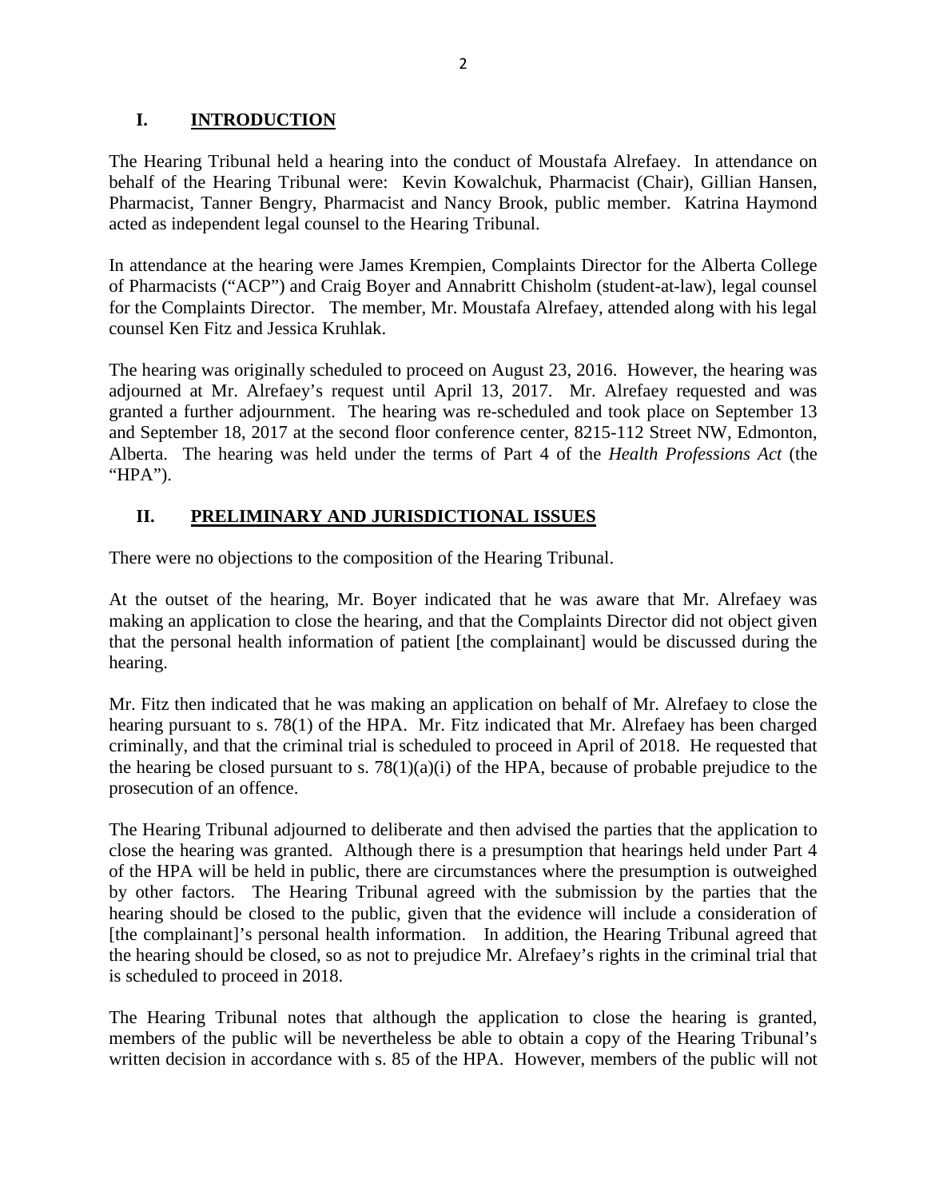## I. INTRODUCTION

The Hearing Tribunal held a hearing into the conduct of Moustafa Alrefaey. In attendance on behalf of the Hearing Tribunal were: Kevin Kowalchuk, Pharmacist (Chair), Gillian Hansen, Pharmacist, Tanner Bengry, Pharmacist and Nancy Brook, public member. Katrina Haymond acted as independent legal counsel to the Hearing Tribunal.

In attendance at the hearing were James Krempien, Complaints Director for the Alberta College of Pharmacists ("ACP") and Craig Boyer and Annabritt Chisholm (student-at-law), legal counsel for the Complaints Director. The member, Mr. Moustafa Alrefaey, attended along with his legal counsel Ken Fitz and Jessica Kruhlak.

The hearing was originally scheduled to proceed on August 23, 2016. However, the hearing was adjourned at Mr. Alrefaey's request until April 13, 2017. Mr. Alrefaey requested and was granted a further adjournment. The hearing was re-scheduled and took place on September 13 and September 18, 2017 at the second floor conference center, 8215-112 Street NW, Edmonton, Alberta. The hearing was held under the terms of Part 4 of the *Health Professions Act* (the "HPA").

## II. PRELIMINARY AND JURISDICTIONAL ISSUES

There were no objections to the composition of the Hearing Tribunal.

At the outset of the hearing, Mr. Boyer indicated that he was aware that Mr. Alrefaey was making an application to close the hearing, and that the Complaints Director did not object given that the personal health information of patient [the complainant] would be discussed during the hearing.

Mr. Fitz then indicated that he was making an application on behalf of Mr. Alrefaey to close the hearing pursuant to s. 78(1) of the HPA. Mr. Fitz indicated that Mr. Alrefaey has been charged criminally, and that the criminal trial is scheduled to proceed in April of 2018. He requested that the hearing be closed pursuant to s. 78(1)(a)(i) of the HPA, because of probable prejudice to the prosecution of an offence.

The Hearing Tribunal adjourned to deliberate and then advised the parties that the application to close the hearing was granted. Although there is a presumption that hearings held under Part 4 of the HPA will be held in public, there are circumstances where the presumption is outweighed by other factors. The Hearing Tribunal agreed with the submission by the parties that the hearing should be closed to the public, given that the evidence will include a consideration of [the complainant]'s personal health information. In addition, the Hearing Tribunal agreed that the hearing should be closed, so as not to prejudice Mr. Alrefaey's rights in the criminal trial that is scheduled to proceed in 2018.

The Hearing Tribunal notes that although the application to close the hearing is granted, members of the public will be nevertheless be able to obtain a copy of the Hearing Tribunal's written decision in accordance with s. 85 of the HPA. However, members of the public will not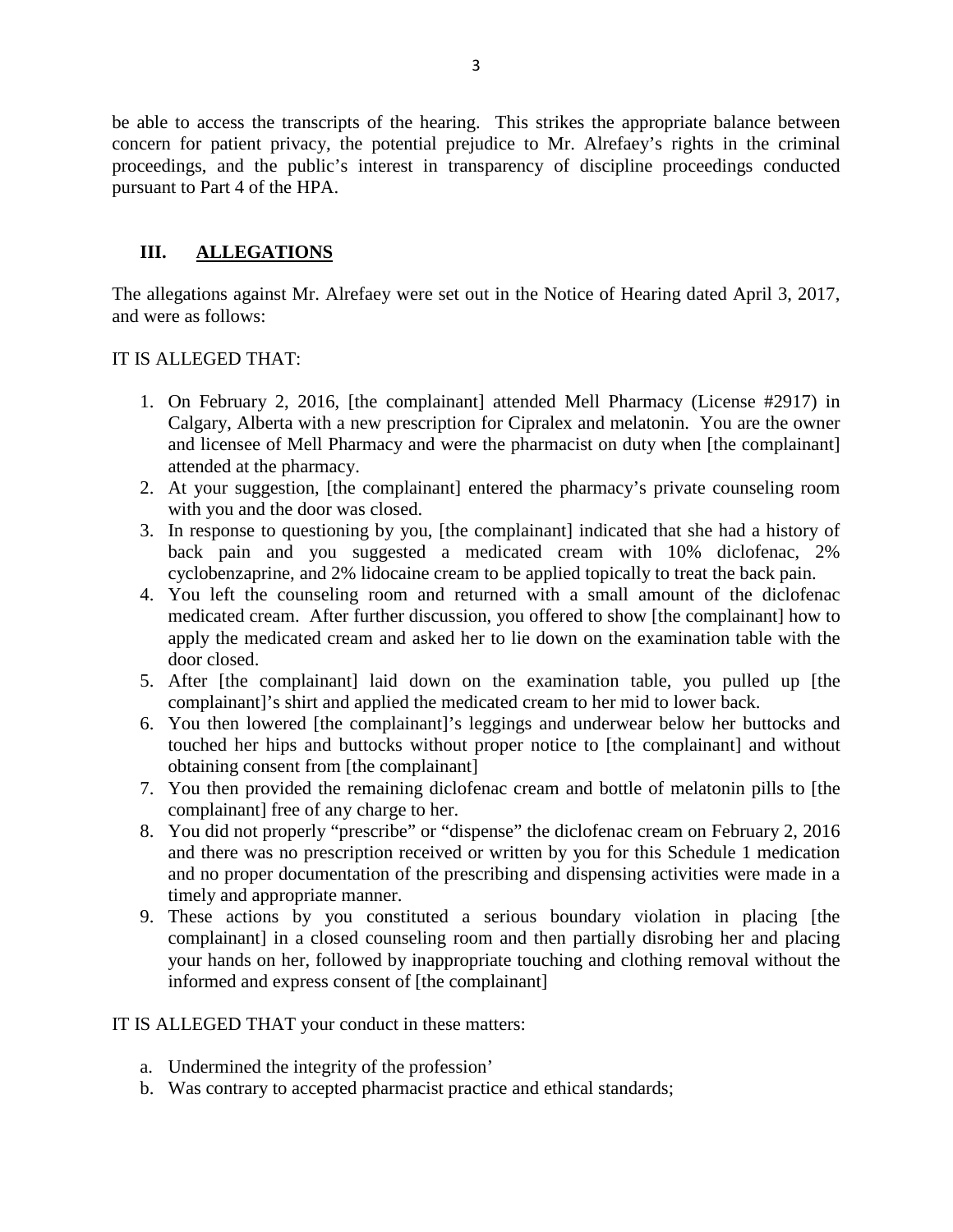be able to access the transcripts of the hearing. This strikes the appropriate balance between concern for patient privacy, the potential prejudice to Mr. Alrefaey's rights in the criminal proceedings, and the public's interest in transparency of discipline proceedings conducted pursuant to Part 4 of the HPA.

## III. ALLEGATIONS

The allegations against Mr. Alrefaey were set out in the Notice of Hearing dated April 3, 2017, and were as follows:

IT IS ALLEGED THAT:

1. On February 2, 2016, [the complainant] attended Mell Pharmacy (License #2917) in Calgary, Alberta with a new prescription for Cipralex and melatonin. You are the owner and licensee of Mell Pharmacy and were the pharmacist on duty when [the complainant] attended at the pharmacy.
2. At your suggestion, [the complainant] entered the pharmacy's private counseling room with you and the door was closed.
3. In response to questioning by you, [the complainant] indicated that she had a history of back pain and you suggested a medicated cream with 10% diclofenac, 2% cyclobenzaprine, and 2% lidocaine cream to be applied topically to treat the back pain.
4. You left the counseling room and returned with a small amount of the diclofenac medicated cream. After further discussion, you offered to show [the complainant] how to apply the medicated cream and asked her to lie down on the examination table with the door closed.
5. After [the complainant] laid down on the examination table, you pulled up [the complainant]'s shirt and applied the medicated cream to her mid to lower back.
6. You then lowered [the complainant]'s leggings and underwear below her buttocks and touched her hips and buttocks without proper notice to [the complainant] and without obtaining consent from [the complainant]
7. You then provided the remaining diclofenac cream and bottle of melatonin pills to [the complainant] free of any charge to her.
8. You did not properly "prescribe" or "dispense" the diclofenac cream on February 2, 2016 and there was no prescription received or written by you for this Schedule 1 medication and no proper documentation of the prescribing and dispensing activities were made in a timely and appropriate manner.
9. These actions by you constituted a serious boundary violation in placing [the complainant] in a closed counseling room and then partially disrobing her and placing your hands on her, followed by inappropriate touching and clothing removal without the informed and express consent of [the complainant]

IT IS ALLEGED THAT your conduct in these matters:

a. Undermined the integrity of the profession'
b. Was contrary to accepted pharmacist practice and ethical standards;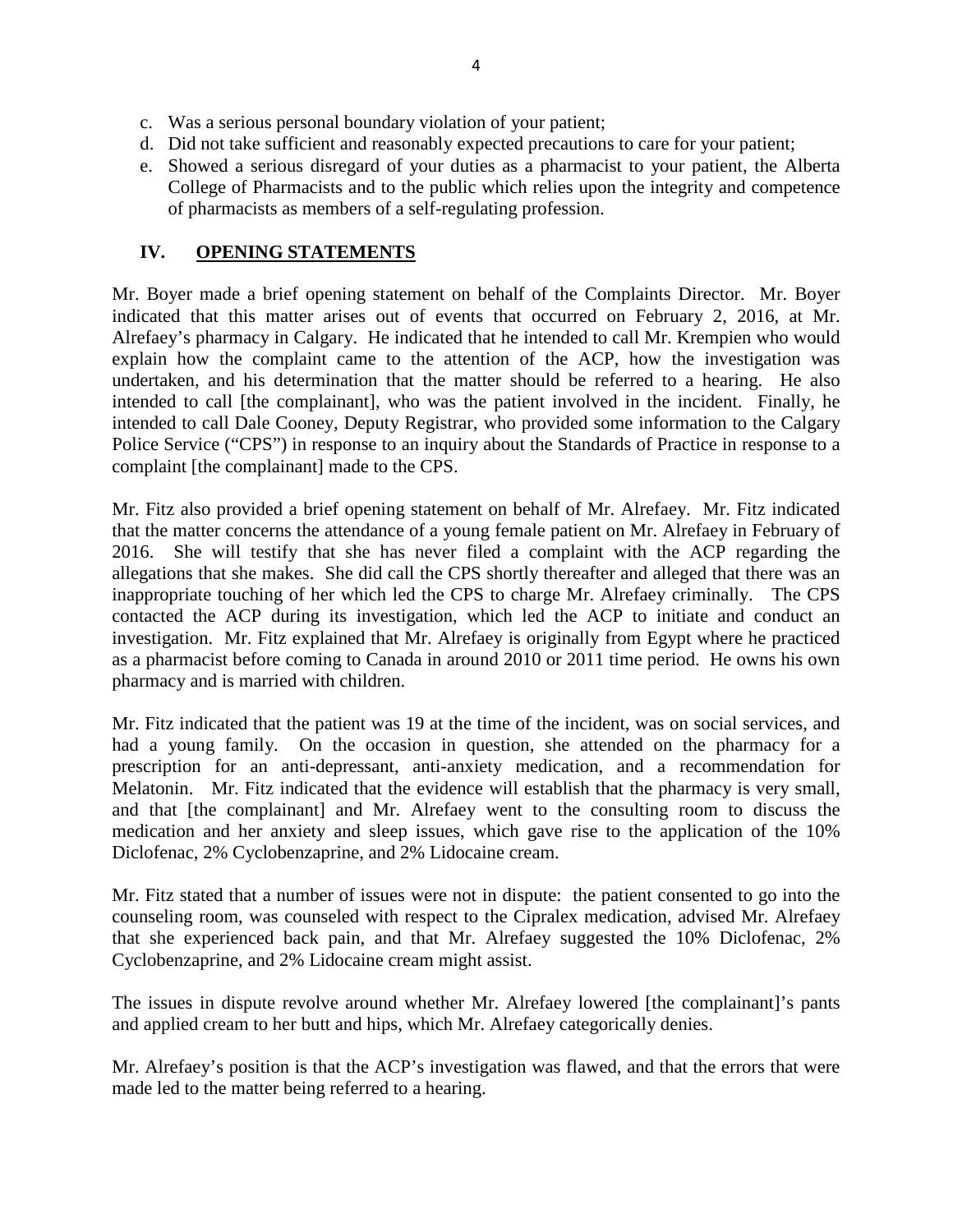c. Was a serious personal boundary violation of your patient;
d. Did not take sufficient and reasonably expected precautions to care for your patient;
e. Showed a serious disregard of your duties as a pharmacist to your patient, the Alberta College of Pharmacists and to the public which relies upon the integrity and competence of pharmacists as members of a self-regulating profession.

## IV. OPENING STATEMENTS

Mr. Boyer made a brief opening statement on behalf of the Complaints Director. Mr. Boyer indicated that this matter arises out of events that occurred on February 2, 2016, at Mr. Alrefaey's pharmacy in Calgary. He indicated that he intended to call Mr. Krempien who would explain how the complaint came to the attention of the ACP, how the investigation was undertaken, and his determination that the matter should be referred to a hearing. He also intended to call [the complainant], who was the patient involved in the incident. Finally, he intended to call Dale Cooney, Deputy Registrar, who provided some information to the Calgary Police Service ("CPS") in response to an inquiry about the Standards of Practice in response to a complaint [the complainant] made to the CPS.

Mr. Fitz also provided a brief opening statement on behalf of Mr. Alrefaey. Mr. Fitz indicated that the matter concerns the attendance of a young female patient on Mr. Alrefaey in February of 2016. She will testify that she has never filed a complaint with the ACP regarding the allegations that she makes. She did call the CPS shortly thereafter and alleged that there was an inappropriate touching of her which led the CPS to charge Mr. Alrefaey criminally. The CPS contacted the ACP during its investigation, which led the ACP to initiate and conduct an investigation. Mr. Fitz explained that Mr. Alrefaey is originally from Egypt where he practiced as a pharmacist before coming to Canada in around 2010 or 2011 time period. He owns his own pharmacy and is married with children.

Mr. Fitz indicated that the patient was 19 at the time of the incident, was on social services, and had a young family. On the occasion in question, she attended on the pharmacy for a prescription for an anti-depressant, anti-anxiety medication, and a recommendation for Melatonin. Mr. Fitz indicated that the evidence will establish that the pharmacy is very small, and that [the complainant] and Mr. Alrefaey went to the consulting room to discuss the medication and her anxiety and sleep issues, which gave rise to the application of the 10% Diclofenac, 2% Cyclobenzaprine, and 2% Lidocaine cream.

Mr. Fitz stated that a number of issues were not in dispute: the patient consented to go into the counseling room, was counseled with respect to the Cipralex medication, advised Mr. Alrefaey that she experienced back pain, and that Mr. Alrefaey suggested the 10% Diclofenac, 2% Cyclobenzaprine, and 2% Lidocaine cream might assist.

The issues in dispute revolve around whether Mr. Alrefaey lowered [the complainant]'s pants and applied cream to her butt and hips, which Mr. Alrefaey categorically denies.

Mr. Alrefaey's position is that the ACP's investigation was flawed, and that the errors that were made led to the matter being referred to a hearing.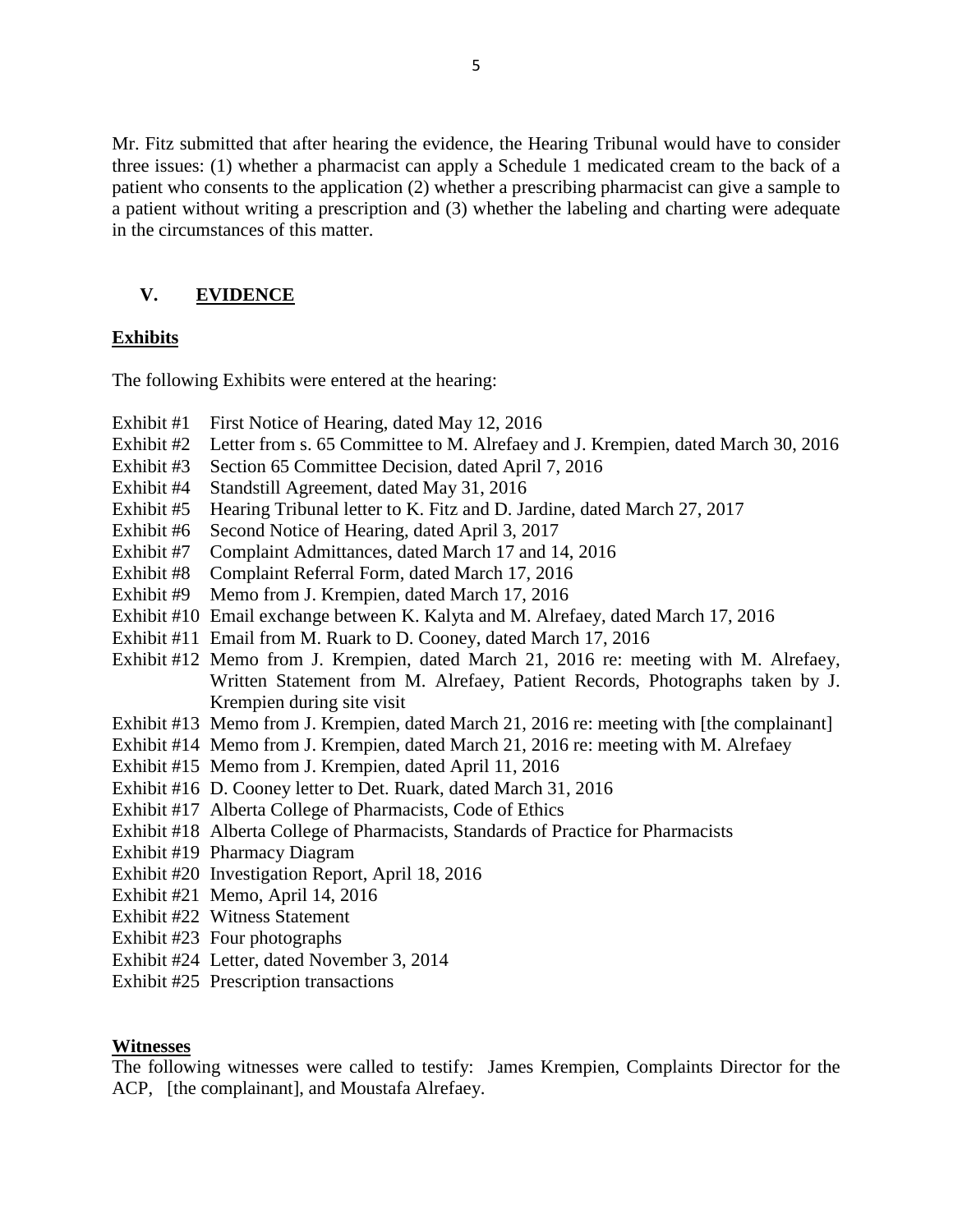Mr. Fitz submitted that after hearing the evidence, the Hearing Tribunal would have to consider three issues: (1) whether a pharmacist can apply a Schedule 1 medicated cream to the back of a patient who consents to the application (2) whether a prescribing pharmacist can give a sample to a patient without writing a prescription and (3) whether the labeling and charting were adequate in the circumstances of this matter.

## V. EVIDENCE

### Exhibits

The following Exhibits were entered at the hearing:

- Exhibit #1 First Notice of Hearing, dated May 12, 2016
- Exhibit #2 Letter from s. 65 Committee to M. Alrefaey and J. Krempien, dated March 30, 2016
- Exhibit #3 Section 65 Committee Decision, dated April 7, 2016
- Exhibit #4 Standstill Agreement, dated May 31, 2016
- Exhibit #5 Hearing Tribunal letter to K. Fitz and D. Jardine, dated March 27, 2017
- Exhibit #6 Second Notice of Hearing, dated April 3, 2017
- Exhibit #7 Complaint Admittances, dated March 17 and 14, 2016
- Exhibit #8 Complaint Referral Form, dated March 17, 2016
- Exhibit #9 Memo from J. Krempien, dated March 17, 2016
- Exhibit #10 Email exchange between K. Kalyta and M. Alrefaey, dated March 17, 2016
- Exhibit #11 Email from M. Ruark to D. Cooney, dated March 17, 2016
- Exhibit #12 Memo from J. Krempien, dated March 21, 2016 re: meeting with M. Alrefaey, Written Statement from M. Alrefaey, Patient Records, Photographs taken by J. Krempien during site visit
- Exhibit #13 Memo from J. Krempien, dated March 21, 2016 re: meeting with [the complainant]
- Exhibit #14 Memo from J. Krempien, dated March 21, 2016 re: meeting with M. Alrefaey
- Exhibit #15 Memo from J. Krempien, dated April 11, 2016
- Exhibit #16 D. Cooney letter to Det. Ruark, dated March 31, 2016
- Exhibit #17 Alberta College of Pharmacists, Code of Ethics
- Exhibit #18 Alberta College of Pharmacists, Standards of Practice for Pharmacists
- Exhibit #19 Pharmacy Diagram
- Exhibit #20 Investigation Report, April 18, 2016
- Exhibit #21 Memo, April 14, 2016
- Exhibit #22 Witness Statement
- Exhibit #23 Four photographs
- Exhibit #24 Letter, dated November 3, 2014
- Exhibit #25 Prescription transactions

### Witnesses

The following witnesses were called to testify: James Krempien, Complaints Director for the ACP, [the complainant], and Moustafa Alrefaey.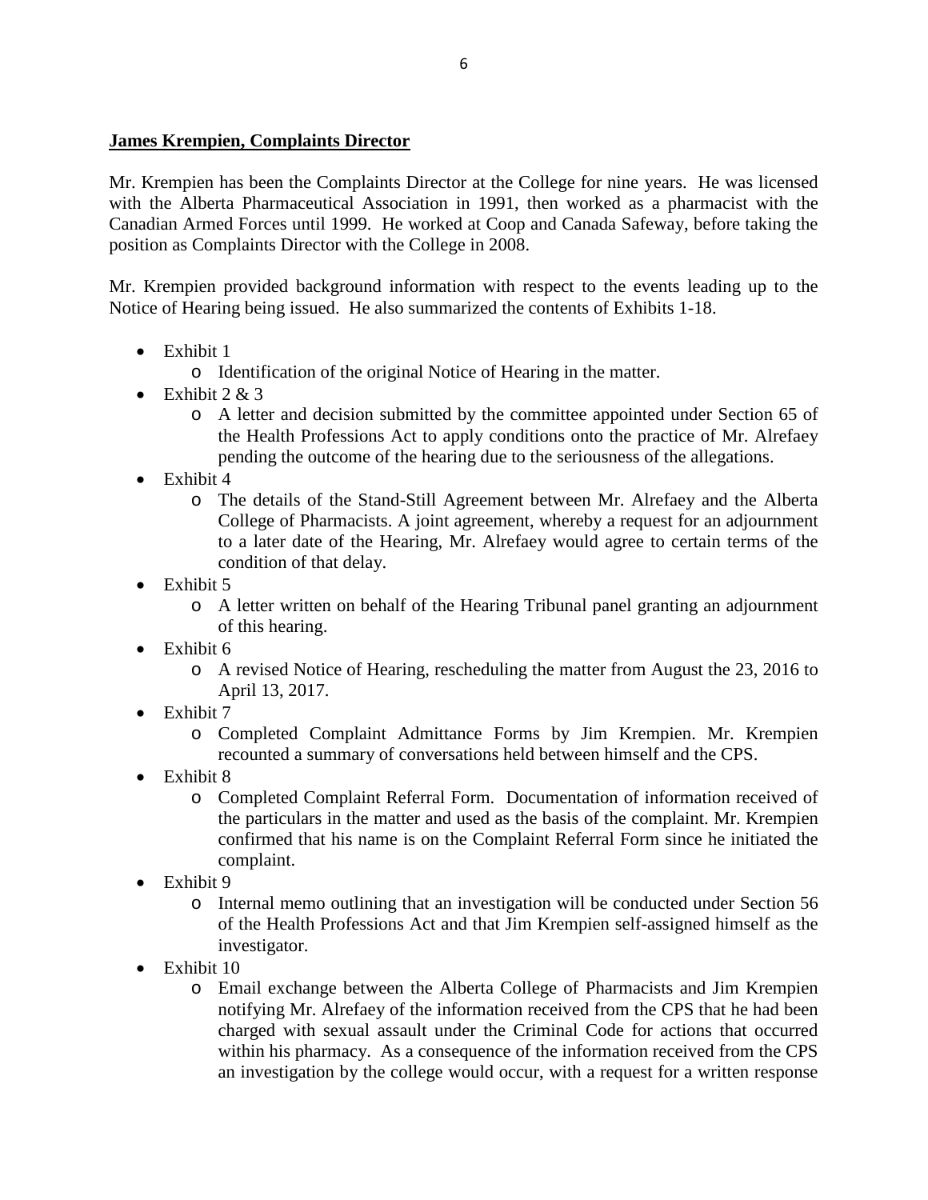**James Krempien, Complaints Director**

Mr. Krempien has been the Complaints Director at the College for nine years. He was licensed with the Alberta Pharmaceutical Association in 1991, then worked as a pharmacist with the Canadian Armed Forces until 1999. He worked at Coop and Canada Safeway, before taking the position as Complaints Director with the College in 2008.

Mr. Krempien provided background information with respect to the events leading up to the Notice of Hearing being issued. He also summarized the contents of Exhibits 1-18.

- Exhibit 1
  - Identification of the original Notice of Hearing in the matter.
- Exhibit 2 & 3
  - A letter and decision submitted by the committee appointed under Section 65 of the Health Professions Act to apply conditions onto the practice of Mr. Alrefaey pending the outcome of the hearing due to the seriousness of the allegations.
- Exhibit 4
  - The details of the Stand-Still Agreement between Mr. Alrefaey and the Alberta College of Pharmacists. A joint agreement, whereby a request for an adjournment to a later date of the Hearing, Mr. Alrefaey would agree to certain terms of the condition of that delay.
- Exhibit 5
  - A letter written on behalf of the Hearing Tribunal panel granting an adjournment of this hearing.
- Exhibit 6
  - A revised Notice of Hearing, rescheduling the matter from August the 23, 2016 to April 13, 2017.
- Exhibit 7
  - Completed Complaint Admittance Forms by Jim Krempien. Mr. Krempien recounted a summary of conversations held between himself and the CPS.
- Exhibit 8
  - Completed Complaint Referral Form. Documentation of information received of the particulars in the matter and used as the basis of the complaint. Mr. Krempien confirmed that his name is on the Complaint Referral Form since he initiated the complaint.
- Exhibit 9
  - Internal memo outlining that an investigation will be conducted under Section 56 of the Health Professions Act and that Jim Krempien self-assigned himself as the investigator.
- Exhibit 10
  - Email exchange between the Alberta College of Pharmacists and Jim Krempien notifying Mr. Alrefaey of the information received from the CPS that he had been charged with sexual assault under the Criminal Code for actions that occurred within his pharmacy. As a consequence of the information received from the CPS an investigation by the college would occur, with a request for a written response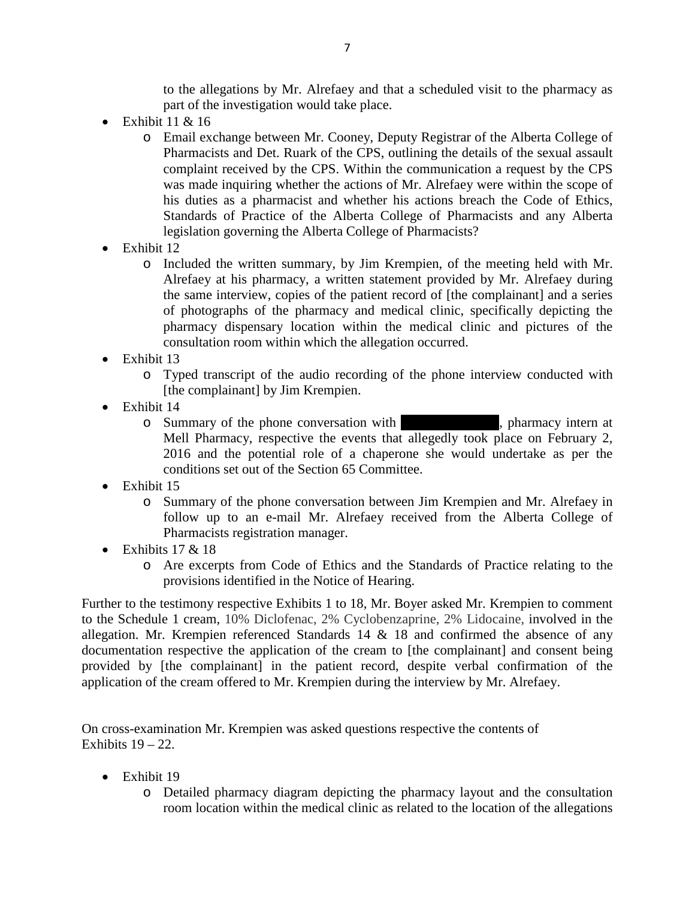to the allegations by Mr. Alrefaey and that a scheduled visit to the pharmacy as part of the investigation would take place.

- Exhibit 11 & 16
  - Email exchange between Mr. Cooney, Deputy Registrar of the Alberta College of Pharmacists and Det. Ruark of the CPS, outlining the details of the sexual assault complaint received by the CPS. Within the communication a request by the CPS was made inquiring whether the actions of Mr. Alrefaey were within the scope of his duties as a pharmacist and whether his actions breach the Code of Ethics, Standards of Practice of the Alberta College of Pharmacists and any Alberta legislation governing the Alberta College of Pharmacists?
- Exhibit 12
  - Included the written summary, by Jim Krempien, of the meeting held with Mr. Alrefaey at his pharmacy, a written statement provided by Mr. Alrefaey during the same interview, copies of the patient record of [the complainant] and a series of photographs of the pharmacy and medical clinic, specifically depicting the pharmacy dispensary location within the medical clinic and pictures of the consultation room within which the allegation occurred.
- Exhibit 13
  - Typed transcript of the audio recording of the phone interview conducted with [the complainant] by Jim Krempien.
- Exhibit 14
  - Summary of the phone conversation with ██████████, pharmacy intern at Mell Pharmacy, respective the events that allegedly took place on February 2, 2016 and the potential role of a chaperone she would undertake as per the conditions set out of the Section 65 Committee.
- Exhibit 15
  - Summary of the phone conversation between Jim Krempien and Mr. Alrefaey in follow up to an e-mail Mr. Alrefaey received from the Alberta College of Pharmacists registration manager.
- Exhibits 17 & 18
  - Are excerpts from Code of Ethics and the Standards of Practice relating to the provisions identified in the Notice of Hearing.

Further to the testimony respective Exhibits 1 to 18, Mr. Boyer asked Mr. Krempien to comment to the Schedule 1 cream, 10% Diclofenac, 2% Cyclobenzaprine, 2% Lidocaine, involved in the allegation. Mr. Krempien referenced Standards 14 & 18 and confirmed the absence of any documentation respective the application of the cream to [the complainant] and consent being provided by [the complainant] in the patient record, despite verbal confirmation of the application of the cream offered to Mr. Krempien during the interview by Mr. Alrefaey.

On cross-examination Mr. Krempien was asked questions respective the contents of Exhibits 19 – 22.

- Exhibit 19
  - Detailed pharmacy diagram depicting the pharmacy layout and the consultation room location within the medical clinic as related to the location of the allegations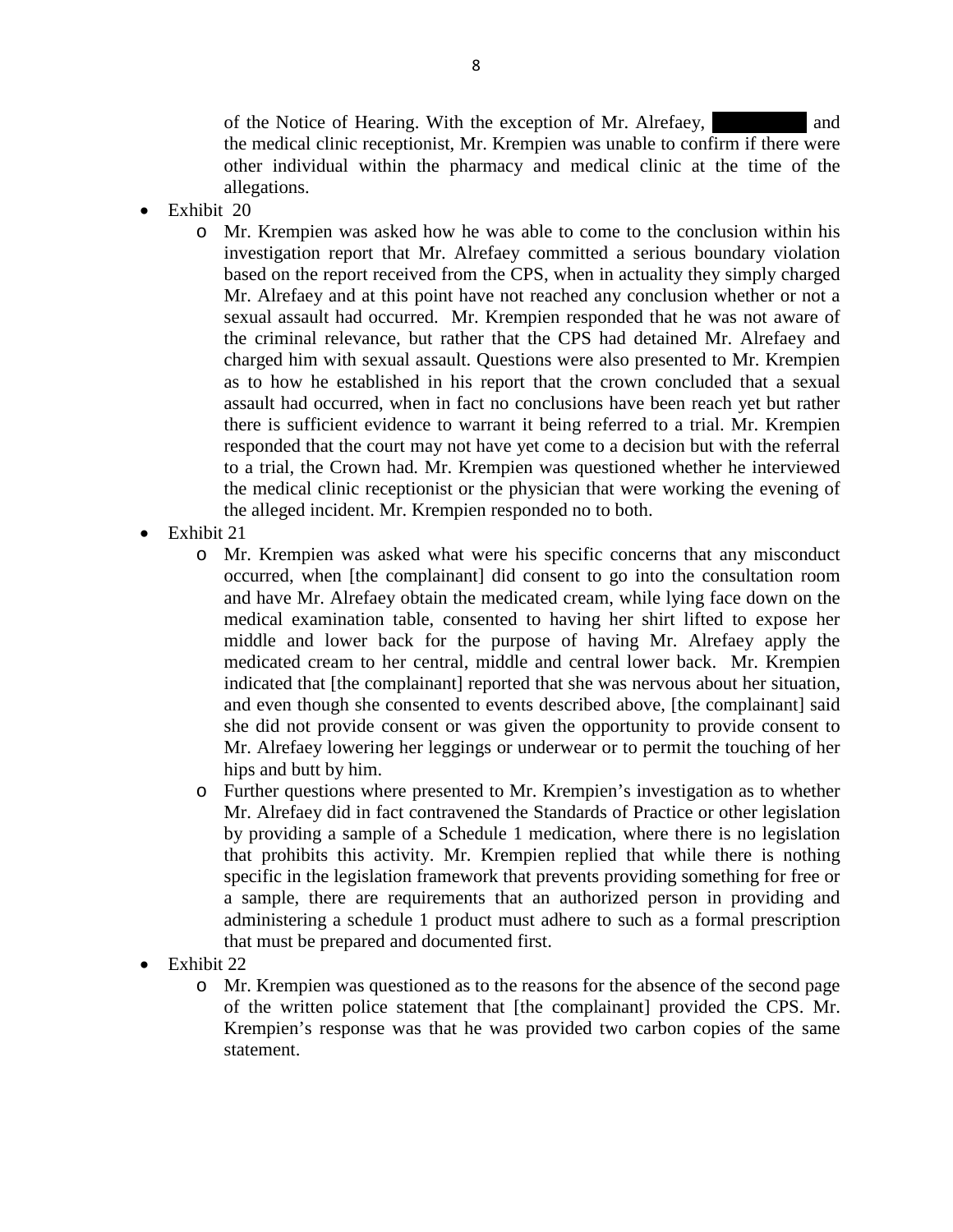of the Notice of Hearing. With the exception of Mr. Alrefaey, ██████ and the medical clinic receptionist, Mr. Krempien was unable to confirm if there were other individual within the pharmacy and medical clinic at the time of the allegations.

- Exhibit 20
  - Mr. Krempien was asked how he was able to come to the conclusion within his investigation report that Mr. Alrefaey committed a serious boundary violation based on the report received from the CPS, when in actuality they simply charged Mr. Alrefaey and at this point have not reached any conclusion whether or not a sexual assault had occurred. Mr. Krempien responded that he was not aware of the criminal relevance, but rather that the CPS had detained Mr. Alrefaey and charged him with sexual assault. Questions were also presented to Mr. Krempien as to how he established in his report that the crown concluded that a sexual assault had occurred, when in fact no conclusions have been reach yet but rather there is sufficient evidence to warrant it being referred to a trial. Mr. Krempien responded that the court may not have yet come to a decision but with the referral to a trial, the Crown had. Mr. Krempien was questioned whether he interviewed the medical clinic receptionist or the physician that were working the evening of the alleged incident. Mr. Krempien responded no to both.
- Exhibit 21
  - Mr. Krempien was asked what were his specific concerns that any misconduct occurred, when [the complainant] did consent to go into the consultation room and have Mr. Alrefaey obtain the medicated cream, while lying face down on the medical examination table, consented to having her shirt lifted to expose her middle and lower back for the purpose of having Mr. Alrefaey apply the medicated cream to her central, middle and central lower back. Mr. Krempien indicated that [the complainant] reported that she was nervous about her situation, and even though she consented to events described above, [the complainant] said she did not provide consent or was given the opportunity to provide consent to Mr. Alrefaey lowering her leggings or underwear or to permit the touching of her hips and butt by him.
  - Further questions where presented to Mr. Krempien's investigation as to whether Mr. Alrefaey did in fact contravened the Standards of Practice or other legislation by providing a sample of a Schedule 1 medication, where there is no legislation that prohibits this activity. Mr. Krempien replied that while there is nothing specific in the legislation framework that prevents providing something for free or a sample, there are requirements that an authorized person in providing and administering a schedule 1 product must adhere to such as a formal prescription that must be prepared and documented first.
- Exhibit 22
  - Mr. Krempien was questioned as to the reasons for the absence of the second page of the written police statement that [the complainant] provided the CPS. Mr. Krempien's response was that he was provided two carbon copies of the same statement.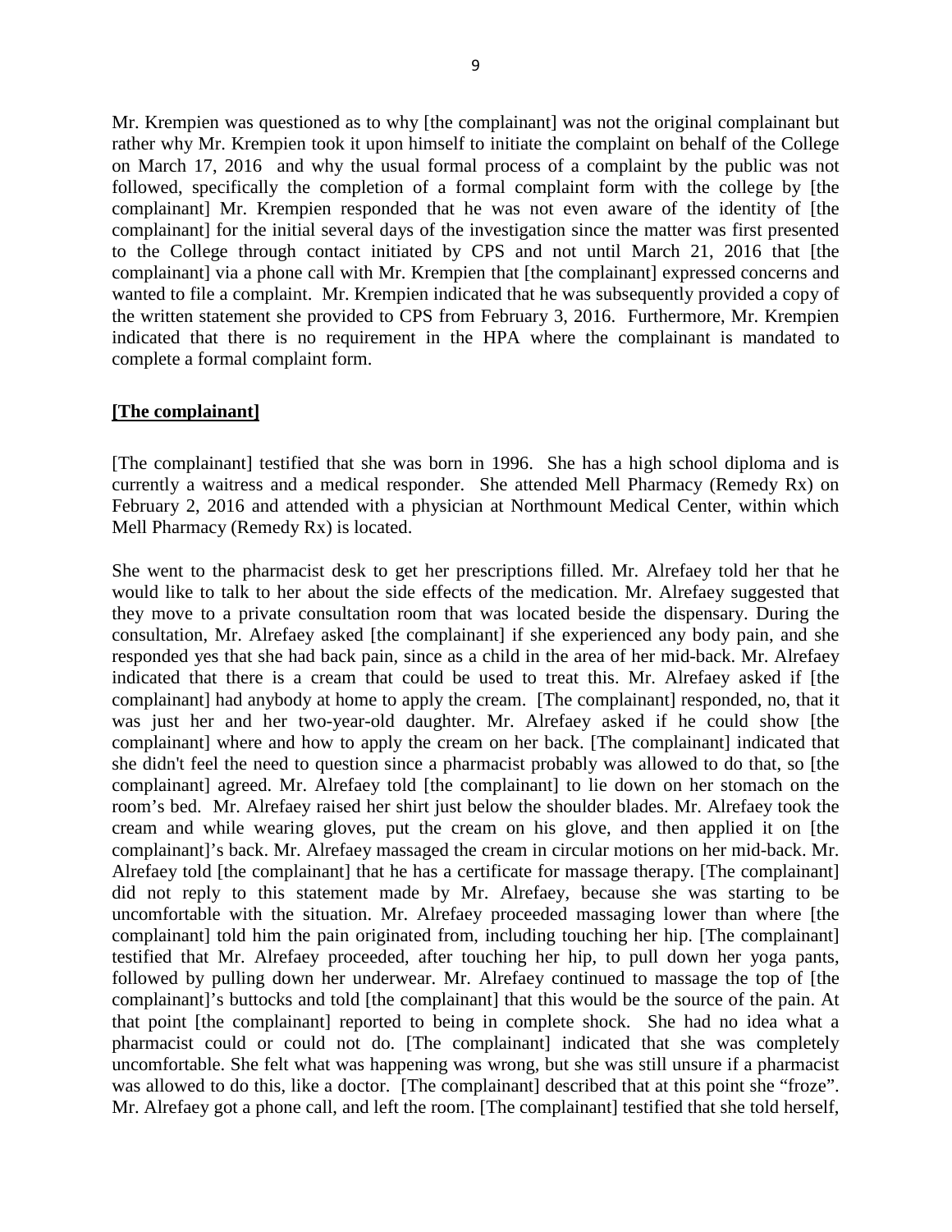Mr. Krempien was questioned as to why [the complainant] was not the original complainant but rather why Mr. Krempien took it upon himself to initiate the complaint on behalf of the College on March 17, 2016 and why the usual formal process of a complaint by the public was not followed, specifically the completion of a formal complaint form with the college by [the complainant] Mr. Krempien responded that he was not even aware of the identity of [the complainant] for the initial several days of the investigation since the matter was first presented to the College through contact initiated by CPS and not until March 21, 2016 that [the complainant] via a phone call with Mr. Krempien that [the complainant] expressed concerns and wanted to file a complaint. Mr. Krempien indicated that he was subsequently provided a copy of the written statement she provided to CPS from February 3, 2016. Furthermore, Mr. Krempien indicated that there is no requirement in the HPA where the complainant is mandated to complete a formal complaint form.

**[The complainant]**

[The complainant] testified that she was born in 1996. She has a high school diploma and is currently a waitress and a medical responder. She attended Mell Pharmacy (Remedy Rx) on February 2, 2016 and attended with a physician at Northmount Medical Center, within which Mell Pharmacy (Remedy Rx) is located.

She went to the pharmacist desk to get her prescriptions filled. Mr. Alrefaey told her that he would like to talk to her about the side effects of the medication. Mr. Alrefaey suggested that they move to a private consultation room that was located beside the dispensary. During the consultation, Mr. Alrefaey asked [the complainant] if she experienced any body pain, and she responded yes that she had back pain, since as a child in the area of her mid-back. Mr. Alrefaey indicated that there is a cream that could be used to treat this. Mr. Alrefaey asked if [the complainant] had anybody at home to apply the cream. [The complainant] responded, no, that it was just her and her two-year-old daughter. Mr. Alrefaey asked if he could show [the complainant] where and how to apply the cream on her back. [The complainant] indicated that she didn't feel the need to question since a pharmacist probably was allowed to do that, so [the complainant] agreed. Mr. Alrefaey told [the complainant] to lie down on her stomach on the room's bed. Mr. Alrefaey raised her shirt just below the shoulder blades. Mr. Alrefaey took the cream and while wearing gloves, put the cream on his glove, and then applied it on [the complainant]'s back. Mr. Alrefaey massaged the cream in circular motions on her mid-back. Mr. Alrefaey told [the complainant] that he has a certificate for massage therapy. [The complainant] did not reply to this statement made by Mr. Alrefaey, because she was starting to be uncomfortable with the situation. Mr. Alrefaey proceeded massaging lower than where [the complainant] told him the pain originated from, including touching her hip. [The complainant] testified that Mr. Alrefaey proceeded, after touching her hip, to pull down her yoga pants, followed by pulling down her underwear. Mr. Alrefaey continued to massage the top of [the complainant]'s buttocks and told [the complainant] that this would be the source of the pain. At that point [the complainant] reported to being in complete shock. She had no idea what a pharmacist could or could not do. [The complainant] indicated that she was completely uncomfortable. She felt what was happening was wrong, but she was still unsure if a pharmacist was allowed to do this, like a doctor. [The complainant] described that at this point she "froze". Mr. Alrefaey got a phone call, and left the room. [The complainant] testified that she told herself,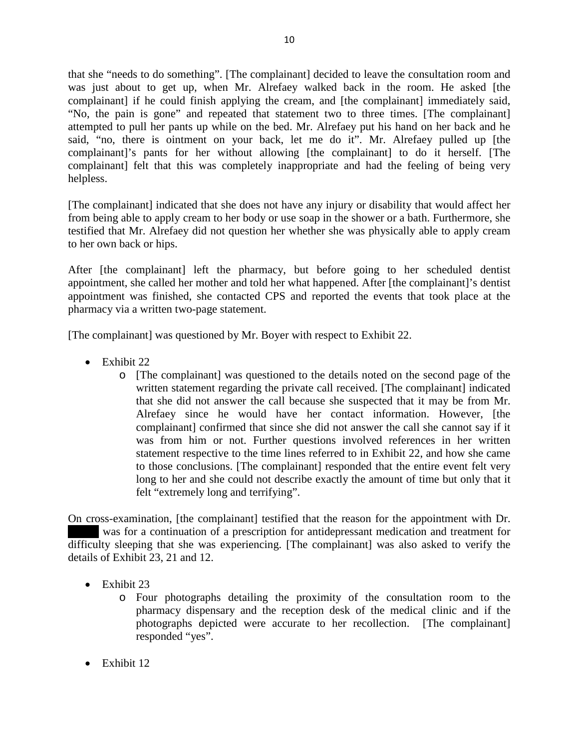that she "needs to do something". [The complainant] decided to leave the consultation room and was just about to get up, when Mr. Alrefaey walked back in the room. He asked [the complainant] if he could finish applying the cream, and [the complainant] immediately said, "No, the pain is gone" and repeated that statement two to three times. [The complainant] attempted to pull her pants up while on the bed. Mr. Alrefaey put his hand on her back and he said, "no, there is ointment on your back, let me do it". Mr. Alrefaey pulled up [the complainant]'s pants for her without allowing [the complainant] to do it herself. [The complainant] felt that this was completely inappropriate and had the feeling of being very helpless.

[The complainant] indicated that she does not have any injury or disability that would affect her from being able to apply cream to her body or use soap in the shower or a bath. Furthermore, she testified that Mr. Alrefaey did not question her whether she was physically able to apply cream to her own back or hips.

After [the complainant] left the pharmacy, but before going to her scheduled dentist appointment, she called her mother and told her what happened. After [the complainant]'s dentist appointment was finished, she contacted CPS and reported the events that took place at the pharmacy via a written two-page statement.

[The complainant] was questioned by Mr. Boyer with respect to Exhibit 22.

- Exhibit 22
  - [The complainant] was questioned to the details noted on the second page of the written statement regarding the private call received. [The complainant] indicated that she did not answer the call because she suspected that it may be from Mr. Alrefaey since he would have her contact information. However, [the complainant] confirmed that since she did not answer the call she cannot say if it was from him or not. Further questions involved references in her written statement respective to the time lines referred to in Exhibit 22, and how she came to those conclusions. [The complainant] responded that the entire event felt very long to her and she could not describe exactly the amount of time but only that it felt "extremely long and terrifying".

On cross-examination, [the complainant] testified that the reason for the appointment with Dr. ▇▇▇ was for a continuation of a prescription for antidepressant medication and treatment for difficulty sleeping that she was experiencing. [The complainant] was also asked to verify the details of Exhibit 23, 21 and 12.

- Exhibit 23
  - Four photographs detailing the proximity of the consultation room to the pharmacy dispensary and the reception desk of the medical clinic and if the photographs depicted were accurate to her recollection. [The complainant] responded "yes".

- Exhibit 12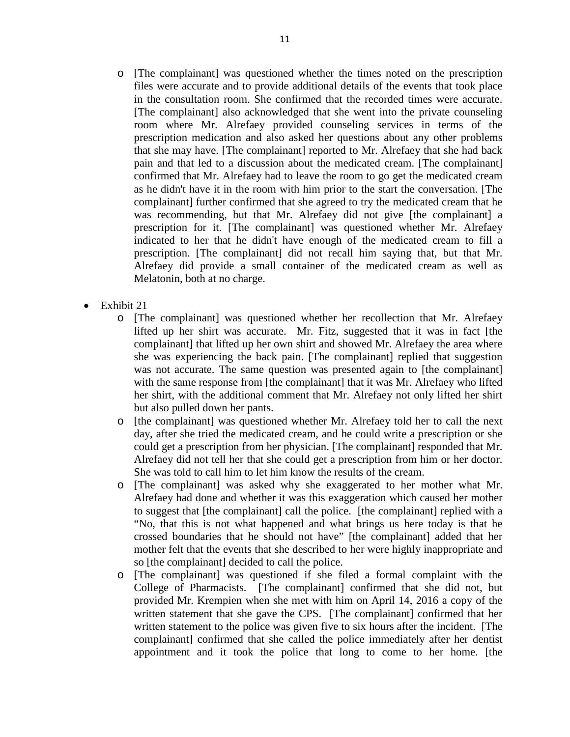- [The complainant] was questioned whether the times noted on the prescription files were accurate and to provide additional details of the events that took place in the consultation room. She confirmed that the recorded times were accurate. [The complainant] also acknowledged that she went into the private counseling room where Mr. Alrefaey provided counseling services in terms of the prescription medication and also asked her questions about any other problems that she may have. [The complainant] reported to Mr. Alrefaey that she had back pain and that led to a discussion about the medicated cream. [The complainant] confirmed that Mr. Alrefaey had to leave the room to go get the medicated cream as he didn't have it in the room with him prior to the start the conversation. [The complainant] further confirmed that she agreed to try the medicated cream that he was recommending, but that Mr. Alrefaey did not give [the complainant] a prescription for it. [The complainant] was questioned whether Mr. Alrefaey indicated to her that he didn't have enough of the medicated cream to fill a prescription. [The complainant] did not recall him saying that, but that Mr. Alrefaey did provide a small container of the medicated cream as well as Melatonin, both at no charge.

- Exhibit 21
  - [The complainant] was questioned whether her recollection that Mr. Alrefaey lifted up her shirt was accurate. Mr. Fitz, suggested that it was in fact [the complainant] that lifted up her own shirt and showed Mr. Alrefaey the area where she was experiencing the back pain. [The complainant] replied that suggestion was not accurate. The same question was presented again to [the complainant] with the same response from [the complainant] that it was Mr. Alrefaey who lifted her shirt, with the additional comment that Mr. Alrefaey not only lifted her shirt but also pulled down her pants.
  - [the complainant] was questioned whether Mr. Alrefaey told her to call the next day, after she tried the medicated cream, and he could write a prescription or she could get a prescription from her physician. [The complainant] responded that Mr. Alrefaey did not tell her that she could get a prescription from him or her doctor. She was told to call him to let him know the results of the cream.
  - [The complainant] was asked why she exaggerated to her mother what Mr. Alrefaey had done and whether it was this exaggeration which caused her mother to suggest that [the complainant] call the police. [the complainant] replied with a "No, that this is not what happened and what brings us here today is that he crossed boundaries that he should not have" [the complainant] added that her mother felt that the events that she described to her were highly inappropriate and so [the complainant] decided to call the police.
  - [The complainant] was questioned if she filed a formal complaint with the College of Pharmacists. [The complainant] confirmed that she did not, but provided Mr. Krempien when she met with him on April 14, 2016 a copy of the written statement that she gave the CPS. [The complainant] confirmed that her written statement to the police was given five to six hours after the incident. [The complainant] confirmed that she called the police immediately after her dentist appointment and it took the police that long to come to her home. [the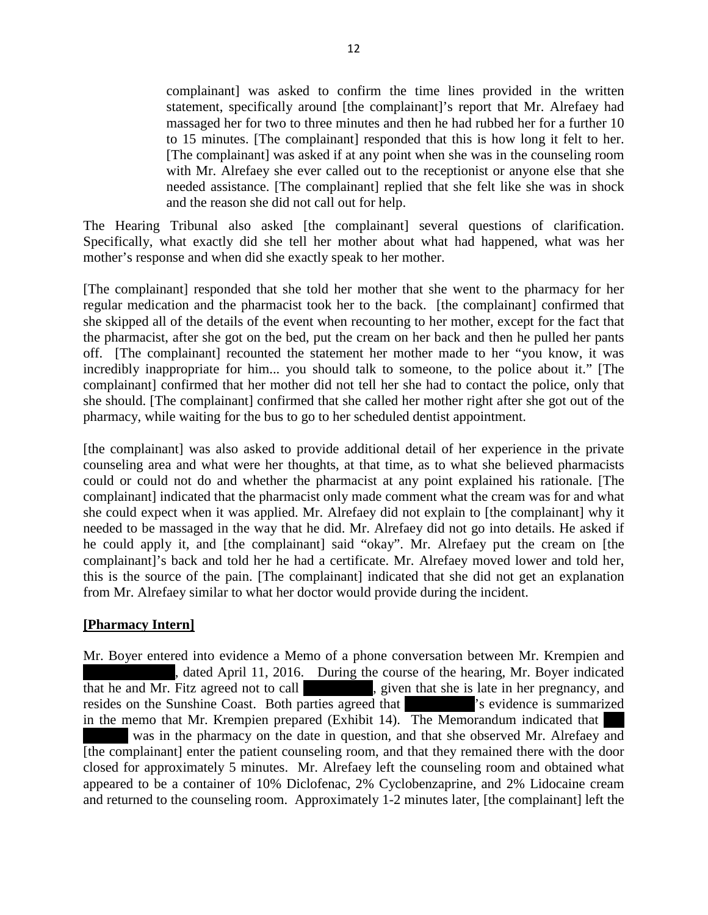complainant] was asked to confirm the time lines provided in the written statement, specifically around [the complainant]'s report that Mr. Alrefaey had massaged her for two to three minutes and then he had rubbed her for a further 10 to 15 minutes. [The complainant] responded that this is how long it felt to her. [The complainant] was asked if at any point when she was in the counseling room with Mr. Alrefaey she ever called out to the receptionist or anyone else that she needed assistance. [The complainant] replied that she felt like she was in shock and the reason she did not call out for help.

The Hearing Tribunal also asked [the complainant] several questions of clarification. Specifically, what exactly did she tell her mother about what had happened, what was her mother's response and when did she exactly speak to her mother.

[The complainant] responded that she told her mother that she went to the pharmacy for her regular medication and the pharmacist took her to the back. [the complainant] confirmed that she skipped all of the details of the event when recounting to her mother, except for the fact that the pharmacist, after she got on the bed, put the cream on her back and then he pulled her pants off. [The complainant] recounted the statement her mother made to her "you know, it was incredibly inappropriate for him... you should talk to someone, to the police about it." [The complainant] confirmed that her mother did not tell her she had to contact the police, only that she should. [The complainant] confirmed that she called her mother right after she got out of the pharmacy, while waiting for the bus to go to her scheduled dentist appointment.

[the complainant] was also asked to provide additional detail of her experience in the private counseling area and what were her thoughts, at that time, as to what she believed pharmacists could or could not do and whether the pharmacist at any point explained his rationale. [The complainant] indicated that the pharmacist only made comment what the cream was for and what she could expect when it was applied. Mr. Alrefaey did not explain to [the complainant] why it needed to be massaged in the way that he did. Mr. Alrefaey did not go into details. He asked if he could apply it, and [the complainant] said "okay". Mr. Alrefaey put the cream on [the complainant]'s back and told her he had a certificate. Mr. Alrefaey moved lower and told her, this is the source of the pain. [The complainant] indicated that she did not get an explanation from Mr. Alrefaey similar to what her doctor would provide during the incident.

**[Pharmacy Intern]**

Mr. Boyer entered into evidence a Memo of a phone conversation between Mr. Krempien and ██████████, dated April 11, 2016. During the course of the hearing, Mr. Boyer indicated that he and Mr. Fitz agreed not to call ████████, given that she is late in her pregnancy, and resides on the Sunshine Coast. Both parties agreed that ████████'s evidence is summarized in the memo that Mr. Krempien prepared (Exhibit 14). The Memorandum indicated that ██████ was in the pharmacy on the date in question, and that she observed Mr. Alrefaey and [the complainant] enter the patient counseling room, and that they remained there with the door closed for approximately 5 minutes. Mr. Alrefaey left the counseling room and obtained what appeared to be a container of 10% Diclofenac, 2% Cyclobenzaprine, and 2% Lidocaine cream and returned to the counseling room. Approximately 1-2 minutes later, [the complainant] left the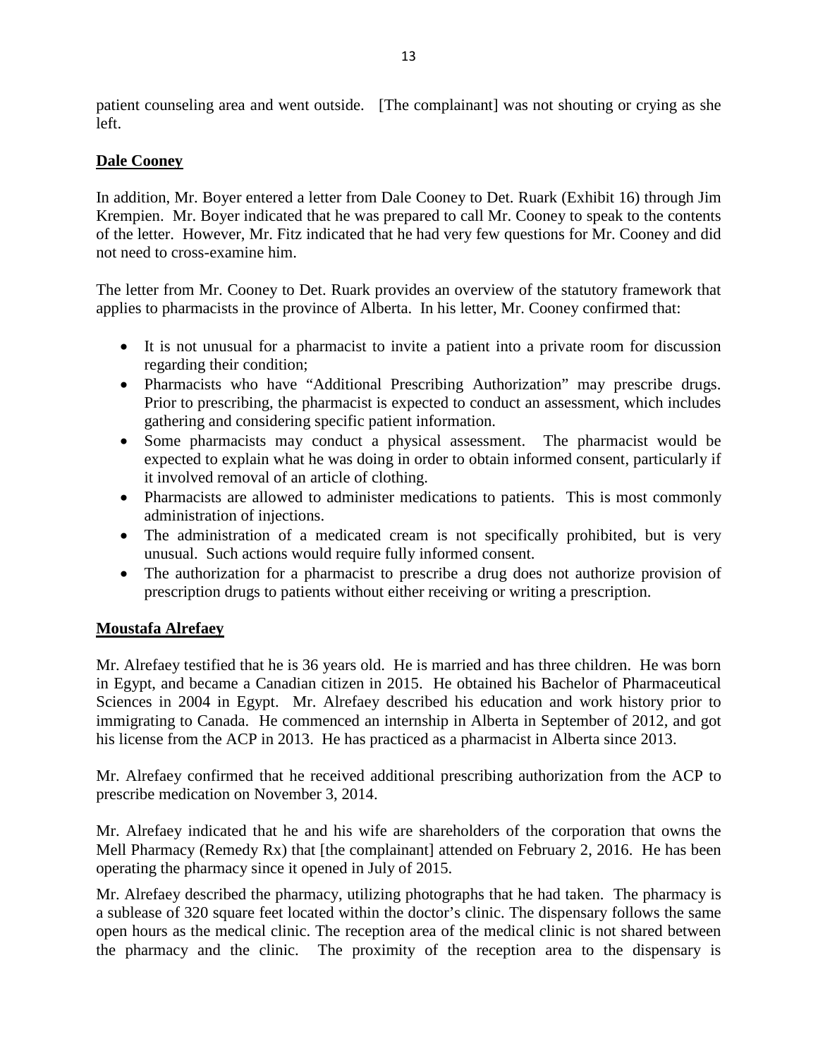patient counseling area and went outside. [The complainant] was not shouting or crying as she left.

**Dale Cooney**

In addition, Mr. Boyer entered a letter from Dale Cooney to Det. Ruark (Exhibit 16) through Jim Krempien. Mr. Boyer indicated that he was prepared to call Mr. Cooney to speak to the contents of the letter. However, Mr. Fitz indicated that he had very few questions for Mr. Cooney and did not need to cross-examine him.

The letter from Mr. Cooney to Det. Ruark provides an overview of the statutory framework that applies to pharmacists in the province of Alberta. In his letter, Mr. Cooney confirmed that:

- It is not unusual for a pharmacist to invite a patient into a private room for discussion regarding their condition;
- Pharmacists who have "Additional Prescribing Authorization" may prescribe drugs. Prior to prescribing, the pharmacist is expected to conduct an assessment, which includes gathering and considering specific patient information.
- Some pharmacists may conduct a physical assessment. The pharmacist would be expected to explain what he was doing in order to obtain informed consent, particularly if it involved removal of an article of clothing.
- Pharmacists are allowed to administer medications to patients. This is most commonly administration of injections.
- The administration of a medicated cream is not specifically prohibited, but is very unusual. Such actions would require fully informed consent.
- The authorization for a pharmacist to prescribe a drug does not authorize provision of prescription drugs to patients without either receiving or writing a prescription.

**Moustafa Alrefaey**

Mr. Alrefaey testified that he is 36 years old. He is married and has three children. He was born in Egypt, and became a Canadian citizen in 2015. He obtained his Bachelor of Pharmaceutical Sciences in 2004 in Egypt. Mr. Alrefaey described his education and work history prior to immigrating to Canada. He commenced an internship in Alberta in September of 2012, and got his license from the ACP in 2013. He has practiced as a pharmacist in Alberta since 2013.

Mr. Alrefaey confirmed that he received additional prescribing authorization from the ACP to prescribe medication on November 3, 2014.

Mr. Alrefaey indicated that he and his wife are shareholders of the corporation that owns the Mell Pharmacy (Remedy Rx) that [the complainant] attended on February 2, 2016. He has been operating the pharmacy since it opened in July of 2015.

Mr. Alrefaey described the pharmacy, utilizing photographs that he had taken. The pharmacy is a sublease of 320 square feet located within the doctor's clinic. The dispensary follows the same open hours as the medical clinic. The reception area of the medical clinic is not shared between the pharmacy and the clinic. The proximity of the reception area to the dispensary is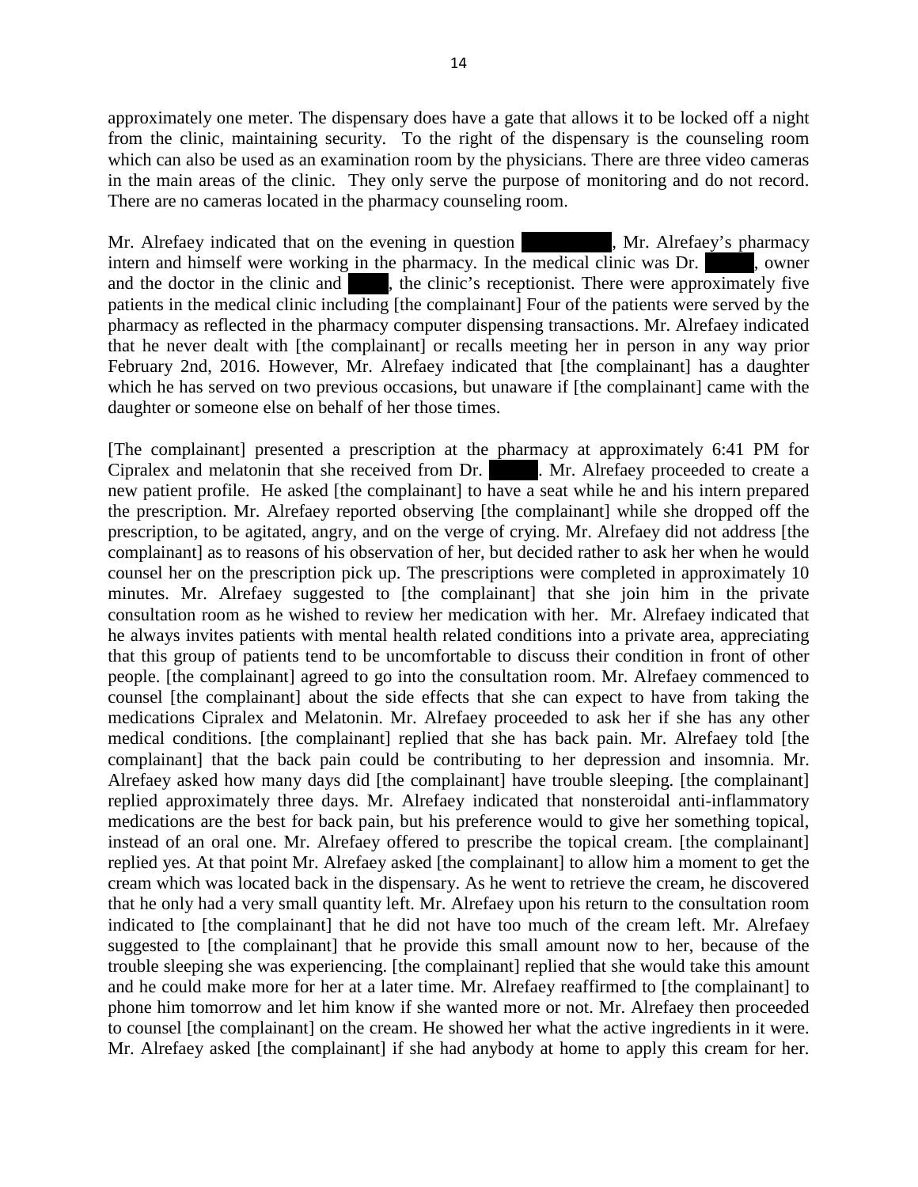approximately one meter. The dispensary does have a gate that allows it to be locked off a night from the clinic, maintaining security. To the right of the dispensary is the counseling room which can also be used as an examination room by the physicians. There are three video cameras in the main areas of the clinic. They only serve the purpose of monitoring and do not record. There are no cameras located in the pharmacy counseling room.

Mr. Alrefaey indicated that on the evening in question ██████, Mr. Alrefaey's pharmacy intern and himself were working in the pharmacy. In the medical clinic was Dr. ████, owner and the doctor in the clinic and ███, the clinic's receptionist. There were approximately five patients in the medical clinic including [the complainant] Four of the patients were served by the pharmacy as reflected in the pharmacy computer dispensing transactions. Mr. Alrefaey indicated that he never dealt with [the complainant] or recalls meeting her in person in any way prior February 2nd, 2016. However, Mr. Alrefaey indicated that [the complainant] has a daughter which he has served on two previous occasions, but unaware if [the complainant] came with the daughter or someone else on behalf of her those times.

[The complainant] presented a prescription at the pharmacy at approximately 6:41 PM for Cipralex and melatonin that she received from Dr. ████. Mr. Alrefaey proceeded to create a new patient profile. He asked [the complainant] to have a seat while he and his intern prepared the prescription. Mr. Alrefaey reported observing [the complainant] while she dropped off the prescription, to be agitated, angry, and on the verge of crying. Mr. Alrefaey did not address [the complainant] as to reasons of his observation of her, but decided rather to ask her when he would counsel her on the prescription pick up. The prescriptions were completed in approximately 10 minutes. Mr. Alrefaey suggested to [the complainant] that she join him in the private consultation room as he wished to review her medication with her. Mr. Alrefaey indicated that he always invites patients with mental health related conditions into a private area, appreciating that this group of patients tend to be uncomfortable to discuss their condition in front of other people. [the complainant] agreed to go into the consultation room. Mr. Alrefaey commenced to counsel [the complainant] about the side effects that she can expect to have from taking the medications Cipralex and Melatonin. Mr. Alrefaey proceeded to ask her if she has any other medical conditions. [the complainant] replied that she has back pain. Mr. Alrefaey told [the complainant] that the back pain could be contributing to her depression and insomnia. Mr. Alrefaey asked how many days did [the complainant] have trouble sleeping. [the complainant] replied approximately three days. Mr. Alrefaey indicated that nonsteroidal anti-inflammatory medications are the best for back pain, but his preference would to give her something topical, instead of an oral one. Mr. Alrefaey offered to prescribe the topical cream. [the complainant] replied yes. At that point Mr. Alrefaey asked [the complainant] to allow him a moment to get the cream which was located back in the dispensary. As he went to retrieve the cream, he discovered that he only had a very small quantity left. Mr. Alrefaey upon his return to the consultation room indicated to [the complainant] that he did not have too much of the cream left. Mr. Alrefaey suggested to [the complainant] that he provide this small amount now to her, because of the trouble sleeping she was experiencing. [the complainant] replied that she would take this amount and he could make more for her at a later time. Mr. Alrefaey reaffirmed to [the complainant] to phone him tomorrow and let him know if she wanted more or not. Mr. Alrefaey then proceeded to counsel [the complainant] on the cream. He showed her what the active ingredients in it were. Mr. Alrefaey asked [the complainant] if she had anybody at home to apply this cream for her.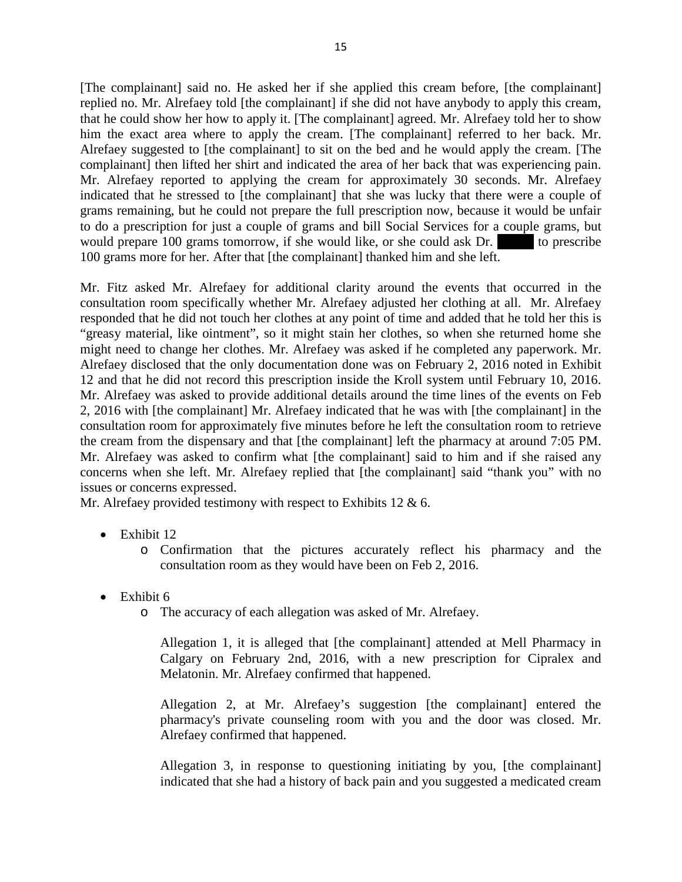[The complainant] said no. He asked her if she applied this cream before, [the complainant] replied no. Mr. Alrefaey told [the complainant] if she did not have anybody to apply this cream, that he could show her how to apply it. [The complainant] agreed. Mr. Alrefaey told her to show him the exact area where to apply the cream. [The complainant] referred to her back. Mr. Alrefaey suggested to [the complainant] to sit on the bed and he would apply the cream. [The complainant] then lifted her shirt and indicated the area of her back that was experiencing pain. Mr. Alrefaey reported to applying the cream for approximately 30 seconds. Mr. Alrefaey indicated that he stressed to [the complainant] that she was lucky that there were a couple of grams remaining, but he could not prepare the full prescription now, because it would be unfair to do a prescription for just a couple of grams and bill Social Services for a couple grams, but would prepare 100 grams tomorrow, if she would like, or she could ask Dr. ████ to prescribe 100 grams more for her. After that [the complainant] thanked him and she left.

Mr. Fitz asked Mr. Alrefaey for additional clarity around the events that occurred in the consultation room specifically whether Mr. Alrefaey adjusted her clothing at all. Mr. Alrefaey responded that he did not touch her clothes at any point of time and added that he told her this is "greasy material, like ointment", so it might stain her clothes, so when she returned home she might need to change her clothes. Mr. Alrefaey was asked if he completed any paperwork. Mr. Alrefaey disclosed that the only documentation done was on February 2, 2016 noted in Exhibit 12 and that he did not record this prescription inside the Kroll system until February 10, 2016. Mr. Alrefaey was asked to provide additional details around the time lines of the events on Feb 2, 2016 with [the complainant] Mr. Alrefaey indicated that he was with [the complainant] in the consultation room for approximately five minutes before he left the consultation room to retrieve the cream from the dispensary and that [the complainant] left the pharmacy at around 7:05 PM. Mr. Alrefaey was asked to confirm what [the complainant] said to him and if she raised any concerns when she left. Mr. Alrefaey replied that [the complainant] said "thank you" with no issues or concerns expressed.

Mr. Alrefaey provided testimony with respect to Exhibits 12 & 6.

- Exhibit 12
  - Confirmation that the pictures accurately reflect his pharmacy and the consultation room as they would have been on Feb 2, 2016.

- Exhibit 6
  - The accuracy of each allegation was asked of Mr. Alrefaey.

    Allegation 1, it is alleged that [the complainant] attended at Mell Pharmacy in Calgary on February 2nd, 2016, with a new prescription for Cipralex and Melatonin. Mr. Alrefaey confirmed that happened.

    Allegation 2, at Mr. Alrefaey's suggestion [the complainant] entered the pharmacy's private counseling room with you and the door was closed. Mr. Alrefaey confirmed that happened.

    Allegation 3, in response to questioning initiating by you, [the complainant] indicated that she had a history of back pain and you suggested a medicated cream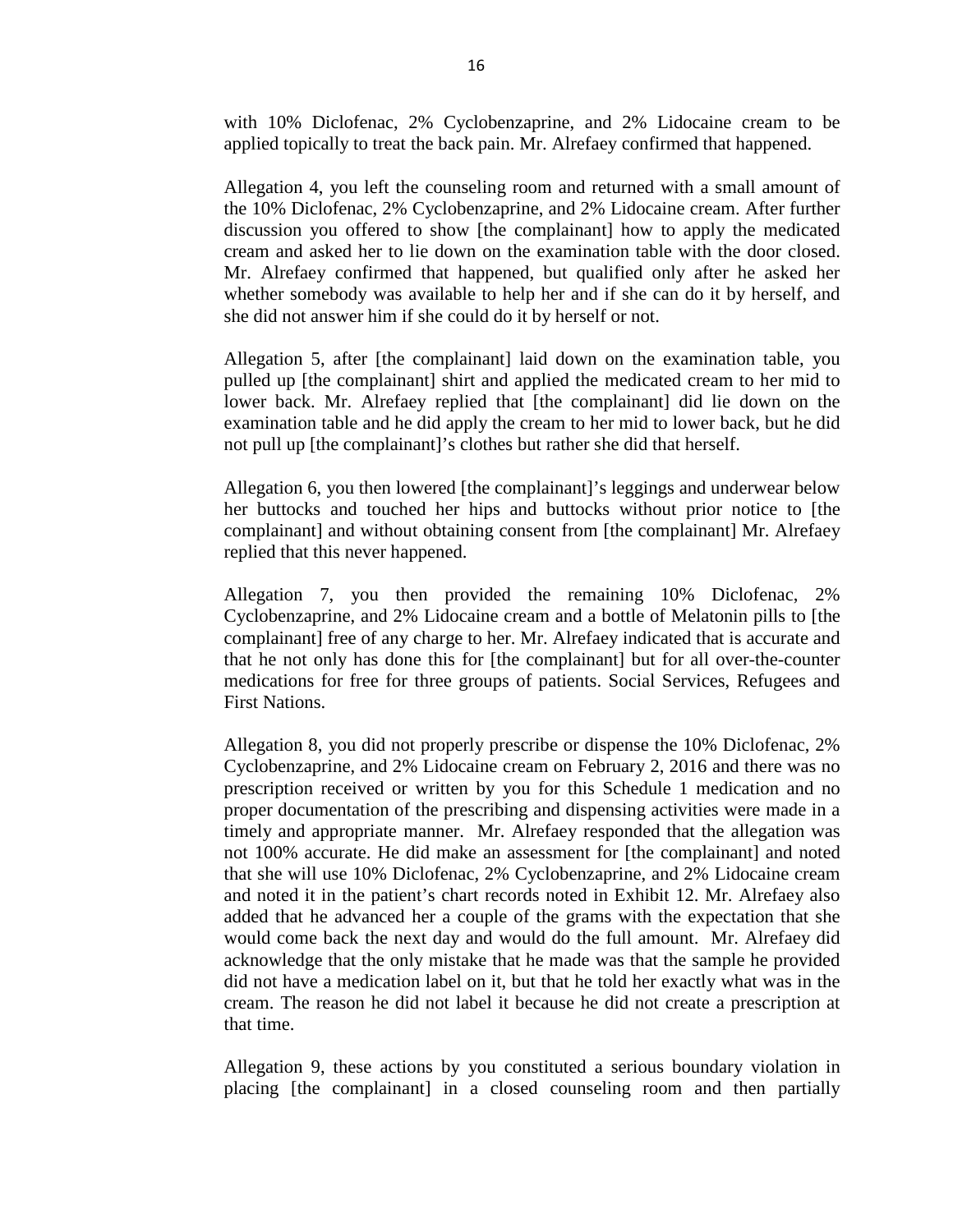with 10% Diclofenac, 2% Cyclobenzaprine, and 2% Lidocaine cream to be applied topically to treat the back pain. Mr. Alrefaey confirmed that happened.

Allegation 4, you left the counseling room and returned with a small amount of the 10% Diclofenac, 2% Cyclobenzaprine, and 2% Lidocaine cream. After further discussion you offered to show [the complainant] how to apply the medicated cream and asked her to lie down on the examination table with the door closed. Mr. Alrefaey confirmed that happened, but qualified only after he asked her whether somebody was available to help her and if she can do it by herself, and she did not answer him if she could do it by herself or not.

Allegation 5, after [the complainant] laid down on the examination table, you pulled up [the complainant] shirt and applied the medicated cream to her mid to lower back. Mr. Alrefaey replied that [the complainant] did lie down on the examination table and he did apply the cream to her mid to lower back, but he did not pull up [the complainant]'s clothes but rather she did that herself.

Allegation 6, you then lowered [the complainant]'s leggings and underwear below her buttocks and touched her hips and buttocks without prior notice to [the complainant] and without obtaining consent from [the complainant] Mr. Alrefaey replied that this never happened.

Allegation 7, you then provided the remaining 10% Diclofenac, 2% Cyclobenzaprine, and 2% Lidocaine cream and a bottle of Melatonin pills to [the complainant] free of any charge to her. Mr. Alrefaey indicated that is accurate and that he not only has done this for [the complainant] but for all over-the-counter medications for free for three groups of patients. Social Services, Refugees and First Nations.

Allegation 8, you did not properly prescribe or dispense the 10% Diclofenac, 2% Cyclobenzaprine, and 2% Lidocaine cream on February 2, 2016 and there was no prescription received or written by you for this Schedule 1 medication and no proper documentation of the prescribing and dispensing activities were made in a timely and appropriate manner. Mr. Alrefaey responded that the allegation was not 100% accurate. He did make an assessment for [the complainant] and noted that she will use 10% Diclofenac, 2% Cyclobenzaprine, and 2% Lidocaine cream and noted it in the patient's chart records noted in Exhibit 12. Mr. Alrefaey also added that he advanced her a couple of the grams with the expectation that she would come back the next day and would do the full amount. Mr. Alrefaey did acknowledge that the only mistake that he made was that the sample he provided did not have a medication label on it, but that he told her exactly what was in the cream. The reason he did not label it because he did not create a prescription at that time.

Allegation 9, these actions by you constituted a serious boundary violation in placing [the complainant] in a closed counseling room and then partially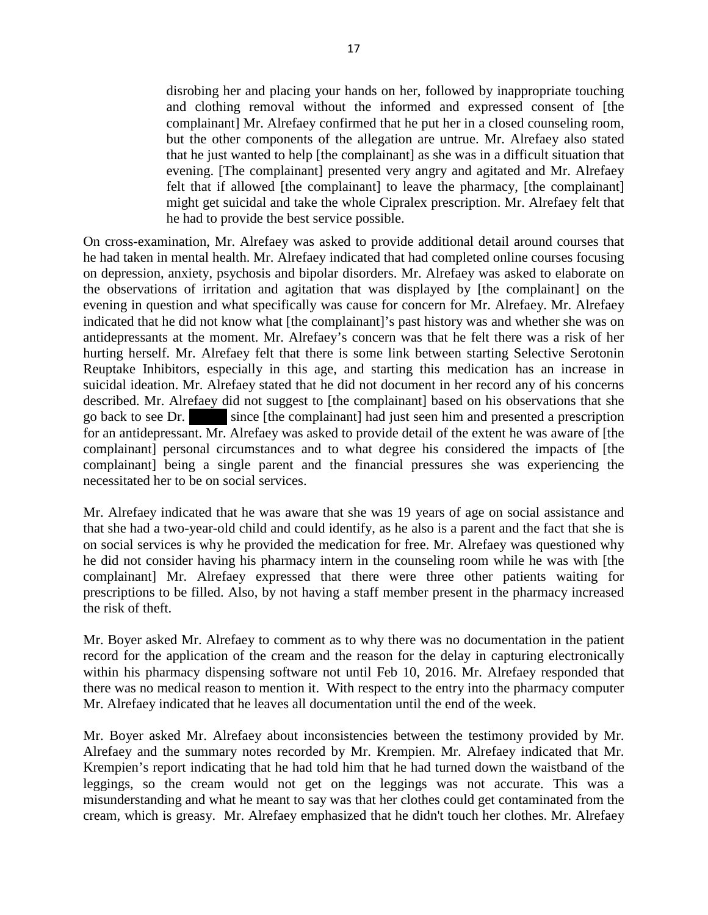> disrobing her and placing your hands on her, followed by inappropriate touching and clothing removal without the informed and expressed consent of [the complainant] Mr. Alrefaey confirmed that he put her in a closed counseling room, but the other components of the allegation are untrue. Mr. Alrefaey also stated that he just wanted to help [the complainant] as she was in a difficult situation that evening. [The complainant] presented very angry and agitated and Mr. Alrefaey felt that if allowed [the complainant] to leave the pharmacy, [the complainant] might get suicidal and take the whole Cipralex prescription. Mr. Alrefaey felt that he had to provide the best service possible.

On cross-examination, Mr. Alrefaey was asked to provide additional detail around courses that he had taken in mental health. Mr. Alrefaey indicated that had completed online courses focusing on depression, anxiety, psychosis and bipolar disorders. Mr. Alrefaey was asked to elaborate on the observations of irritation and agitation that was displayed by [the complainant] on the evening in question and what specifically was cause for concern for Mr. Alrefaey. Mr. Alrefaey indicated that he did not know what [the complainant]'s past history was and whether she was on antidepressants at the moment. Mr. Alrefaey's concern was that he felt there was a risk of her hurting herself. Mr. Alrefaey felt that there is some link between starting Selective Serotonin Reuptake Inhibitors, especially in this age, and starting this medication has an increase in suicidal ideation. Mr. Alrefaey stated that he did not document in her record any of his concerns described. Mr. Alrefaey did not suggest to [the complainant] based on his observations that she go back to see Dr. ██████ since [the complainant] had just seen him and presented a prescription for an antidepressant. Mr. Alrefaey was asked to provide detail of the extent he was aware of [the complainant] personal circumstances and to what degree his considered the impacts of [the complainant] being a single parent and the financial pressures she was experiencing the necessitated her to be on social services.

Mr. Alrefaey indicated that he was aware that she was 19 years of age on social assistance and that she had a two-year-old child and could identify, as he also is a parent and the fact that she is on social services is why he provided the medication for free. Mr. Alrefaey was questioned why he did not consider having his pharmacy intern in the counseling room while he was with [the complainant] Mr. Alrefaey expressed that there were three other patients waiting for prescriptions to be filled. Also, by not having a staff member present in the pharmacy increased the risk of theft.

Mr. Boyer asked Mr. Alrefaey to comment as to why there was no documentation in the patient record for the application of the cream and the reason for the delay in capturing electronically within his pharmacy dispensing software not until Feb 10, 2016. Mr. Alrefaey responded that there was no medical reason to mention it. With respect to the entry into the pharmacy computer Mr. Alrefaey indicated that he leaves all documentation until the end of the week.

Mr. Boyer asked Mr. Alrefaey about inconsistencies between the testimony provided by Mr. Alrefaey and the summary notes recorded by Mr. Krempien. Mr. Alrefaey indicated that Mr. Krempien's report indicating that he had told him that he had turned down the waistband of the leggings, so the cream would not get on the leggings was not accurate. This was a misunderstanding and what he meant to say was that her clothes could get contaminated from the cream, which is greasy. Mr. Alrefaey emphasized that he didn't touch her clothes. Mr. Alrefaey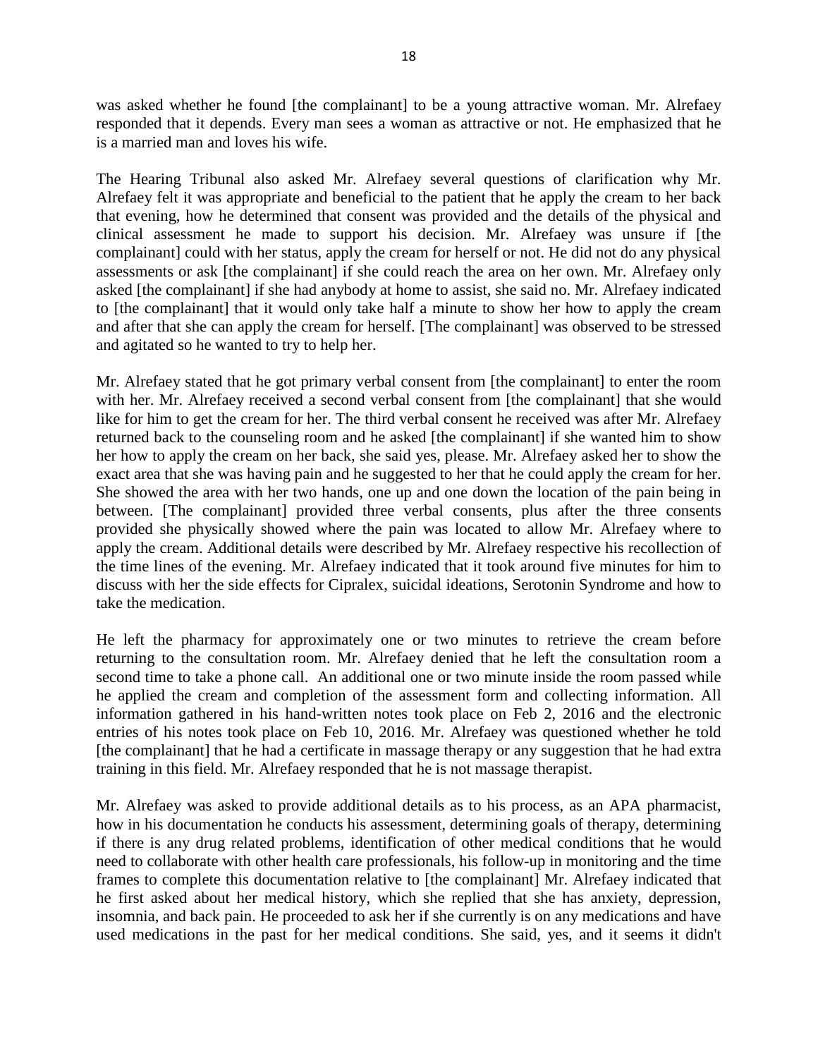was asked whether he found [the complainant] to be a young attractive woman. Mr. Alrefaey responded that it depends. Every man sees a woman as attractive or not. He emphasized that he is a married man and loves his wife.

The Hearing Tribunal also asked Mr. Alrefaey several questions of clarification why Mr. Alrefaey felt it was appropriate and beneficial to the patient that he apply the cream to her back that evening, how he determined that consent was provided and the details of the physical and clinical assessment he made to support his decision. Mr. Alrefaey was unsure if [the complainant] could with her status, apply the cream for herself or not. He did not do any physical assessments or ask [the complainant] if she could reach the area on her own. Mr. Alrefaey only asked [the complainant] if she had anybody at home to assist, she said no. Mr. Alrefaey indicated to [the complainant] that it would only take half a minute to show her how to apply the cream and after that she can apply the cream for herself. [The complainant] was observed to be stressed and agitated so he wanted to try to help her.

Mr. Alrefaey stated that he got primary verbal consent from [the complainant] to enter the room with her. Mr. Alrefaey received a second verbal consent from [the complainant] that she would like for him to get the cream for her. The third verbal consent he received was after Mr. Alrefaey returned back to the counseling room and he asked [the complainant] if she wanted him to show her how to apply the cream on her back, she said yes, please. Mr. Alrefaey asked her to show the exact area that she was having pain and he suggested to her that he could apply the cream for her. She showed the area with her two hands, one up and one down the location of the pain being in between. [The complainant] provided three verbal consents, plus after the three consents provided she physically showed where the pain was located to allow Mr. Alrefaey where to apply the cream. Additional details were described by Mr. Alrefaey respective his recollection of the time lines of the evening. Mr. Alrefaey indicated that it took around five minutes for him to discuss with her the side effects for Cipralex, suicidal ideations, Serotonin Syndrome and how to take the medication.

He left the pharmacy for approximately one or two minutes to retrieve the cream before returning to the consultation room. Mr. Alrefaey denied that he left the consultation room a second time to take a phone call. An additional one or two minute inside the room passed while he applied the cream and completion of the assessment form and collecting information. All information gathered in his hand-written notes took place on Feb 2, 2016 and the electronic entries of his notes took place on Feb 10, 2016. Mr. Alrefaey was questioned whether he told [the complainant] that he had a certificate in massage therapy or any suggestion that he had extra training in this field. Mr. Alrefaey responded that he is not massage therapist.

Mr. Alrefaey was asked to provide additional details as to his process, as an APA pharmacist, how in his documentation he conducts his assessment, determining goals of therapy, determining if there is any drug related problems, identification of other medical conditions that he would need to collaborate with other health care professionals, his follow-up in monitoring and the time frames to complete this documentation relative to [the complainant] Mr. Alrefaey indicated that he first asked about her medical history, which she replied that she has anxiety, depression, insomnia, and back pain. He proceeded to ask her if she currently is on any medications and have used medications in the past for her medical conditions. She said, yes, and it seems it didn't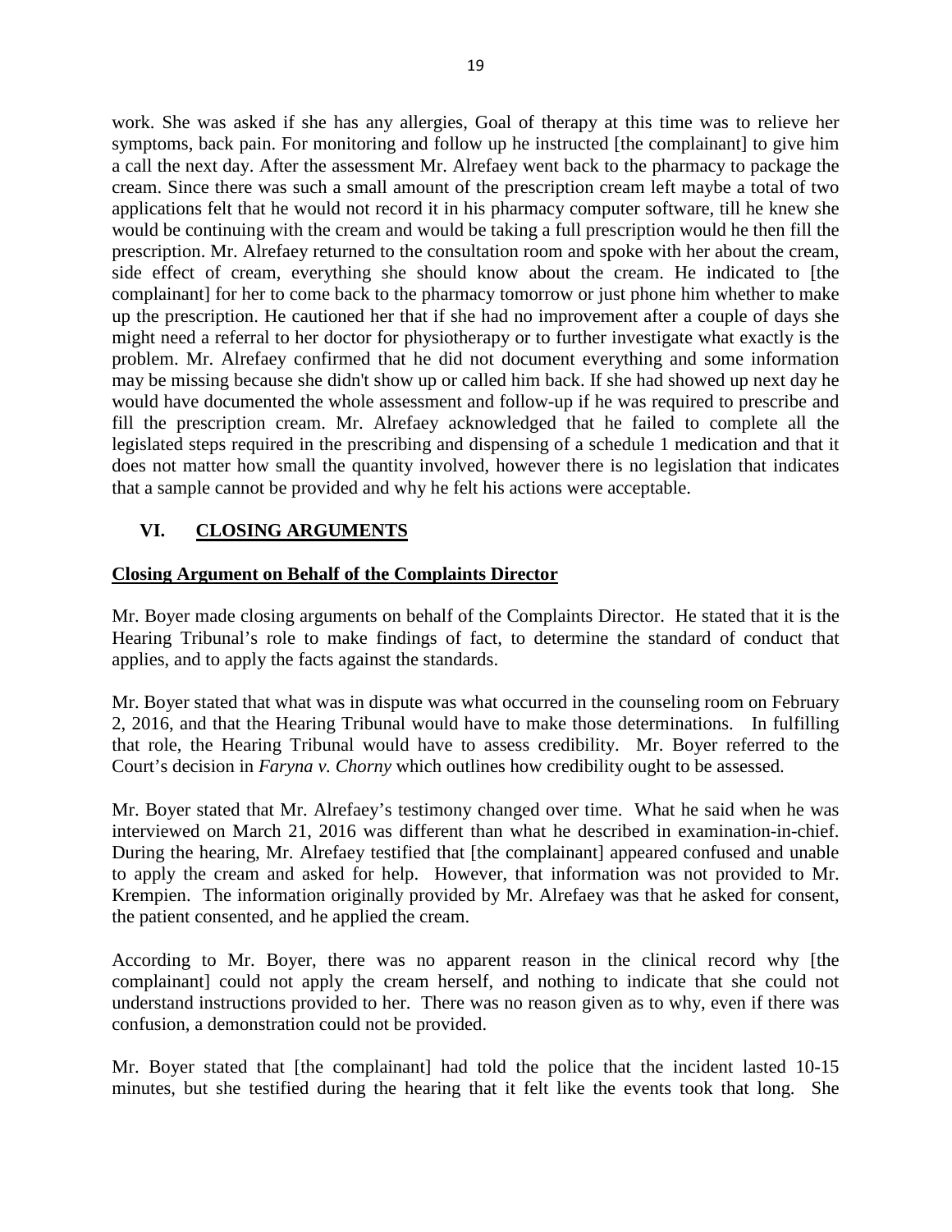work. She was asked if she has any allergies, Goal of therapy at this time was to relieve her symptoms, back pain. For monitoring and follow up he instructed [the complainant] to give him a call the next day. After the assessment Mr. Alrefaey went back to the pharmacy to package the cream. Since there was such a small amount of the prescription cream left maybe a total of two applications felt that he would not record it in his pharmacy computer software, till he knew she would be continuing with the cream and would be taking a full prescription would he then fill the prescription. Mr. Alrefaey returned to the consultation room and spoke with her about the cream, side effect of cream, everything she should know about the cream. He indicated to [the complainant] for her to come back to the pharmacy tomorrow or just phone him whether to make up the prescription. He cautioned her that if she had no improvement after a couple of days she might need a referral to her doctor for physiotherapy or to further investigate what exactly is the problem. Mr. Alrefaey confirmed that he did not document everything and some information may be missing because she didn't show up or called him back. If she had showed up next day he would have documented the whole assessment and follow-up if he was required to prescribe and fill the prescription cream. Mr. Alrefaey acknowledged that he failed to complete all the legislated steps required in the prescribing and dispensing of a schedule 1 medication and that it does not matter how small the quantity involved, however there is no legislation that indicates that a sample cannot be provided and why he felt his actions were acceptable.

## VI. CLOSING ARGUMENTS

### Closing Argument on Behalf of the Complaints Director

Mr. Boyer made closing arguments on behalf of the Complaints Director. He stated that it is the Hearing Tribunal's role to make findings of fact, to determine the standard of conduct that applies, and to apply the facts against the standards.

Mr. Boyer stated that what was in dispute was what occurred in the counseling room on February 2, 2016, and that the Hearing Tribunal would have to make those determinations. In fulfilling that role, the Hearing Tribunal would have to assess credibility. Mr. Boyer referred to the Court's decision in *Faryna v. Chorny* which outlines how credibility ought to be assessed.

Mr. Boyer stated that Mr. Alrefaey's testimony changed over time. What he said when he was interviewed on March 21, 2016 was different than what he described in examination-in-chief. During the hearing, Mr. Alrefaey testified that [the complainant] appeared confused and unable to apply the cream and asked for help. However, that information was not provided to Mr. Krempien. The information originally provided by Mr. Alrefaey was that he asked for consent, the patient consented, and he applied the cream.

According to Mr. Boyer, there was no apparent reason in the clinical record why [the complainant] could not apply the cream herself, and nothing to indicate that she could not understand instructions provided to her. There was no reason given as to why, even if there was confusion, a demonstration could not be provided.

Mr. Boyer stated that [the complainant] had told the police that the incident lasted 10-15 minutes, but she testified during the hearing that it felt like the events took that long. She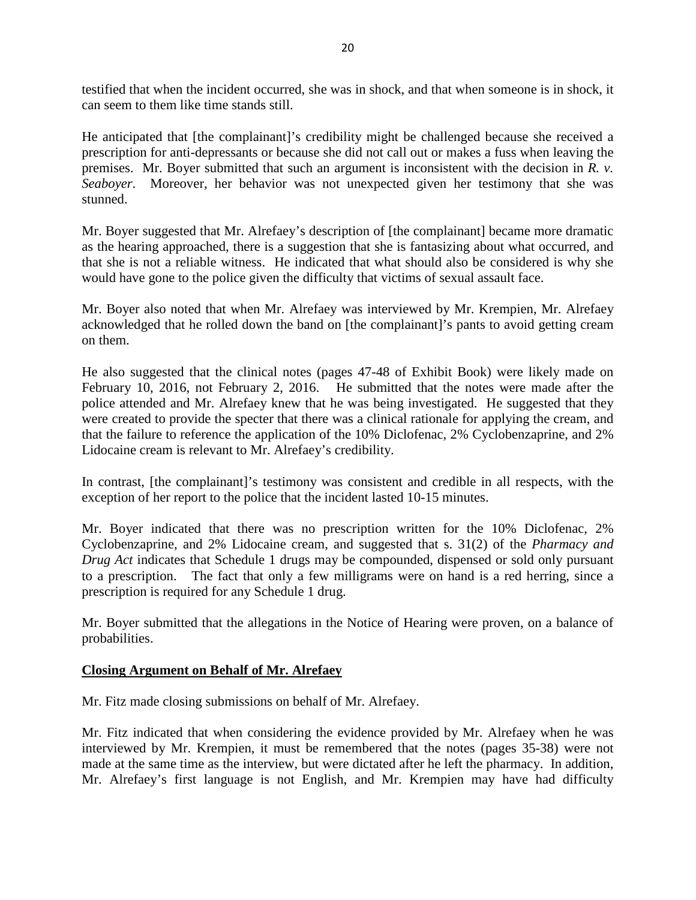testified that when the incident occurred, she was in shock, and that when someone is in shock, it can seem to them like time stands still.

He anticipated that [the complainant]'s credibility might be challenged because she received a prescription for anti-depressants or because she did not call out or makes a fuss when leaving the premises. Mr. Boyer submitted that such an argument is inconsistent with the decision in *R. v. Seaboyer*. Moreover, her behavior was not unexpected given her testimony that she was stunned.

Mr. Boyer suggested that Mr. Alrefaey's description of [the complainant] became more dramatic as the hearing approached, there is a suggestion that she is fantasizing about what occurred, and that she is not a reliable witness. He indicated that what should also be considered is why she would have gone to the police given the difficulty that victims of sexual assault face.

Mr. Boyer also noted that when Mr. Alrefaey was interviewed by Mr. Krempien, Mr. Alrefaey acknowledged that he rolled down the band on [the complainant]'s pants to avoid getting cream on them.

He also suggested that the clinical notes (pages 47-48 of Exhibit Book) were likely made on February 10, 2016, not February 2, 2016. He submitted that the notes were made after the police attended and Mr. Alrefaey knew that he was being investigated. He suggested that they were created to provide the specter that there was a clinical rationale for applying the cream, and that the failure to reference the application of the 10% Diclofenac, 2% Cyclobenzaprine, and 2% Lidocaine cream is relevant to Mr. Alrefaey's credibility.

In contrast, [the complainant]'s testimony was consistent and credible in all respects, with the exception of her report to the police that the incident lasted 10-15 minutes.

Mr. Boyer indicated that there was no prescription written for the 10% Diclofenac, 2% Cyclobenzaprine, and 2% Lidocaine cream, and suggested that s. 31(2) of the *Pharmacy and Drug Act* indicates that Schedule 1 drugs may be compounded, dispensed or sold only pursuant to a prescription. The fact that only a few milligrams were on hand is a red herring, since a prescription is required for any Schedule 1 drug.

Mr. Boyer submitted that the allegations in the Notice of Hearing were proven, on a balance of probabilities.

**Closing Argument on Behalf of Mr. Alrefaey**

Mr. Fitz made closing submissions on behalf of Mr. Alrefaey.

Mr. Fitz indicated that when considering the evidence provided by Mr. Alrefaey when he was interviewed by Mr. Krempien, it must be remembered that the notes (pages 35-38) were not made at the same time as the interview, but were dictated after he left the pharmacy. In addition, Mr. Alrefaey's first language is not English, and Mr. Krempien may have had difficulty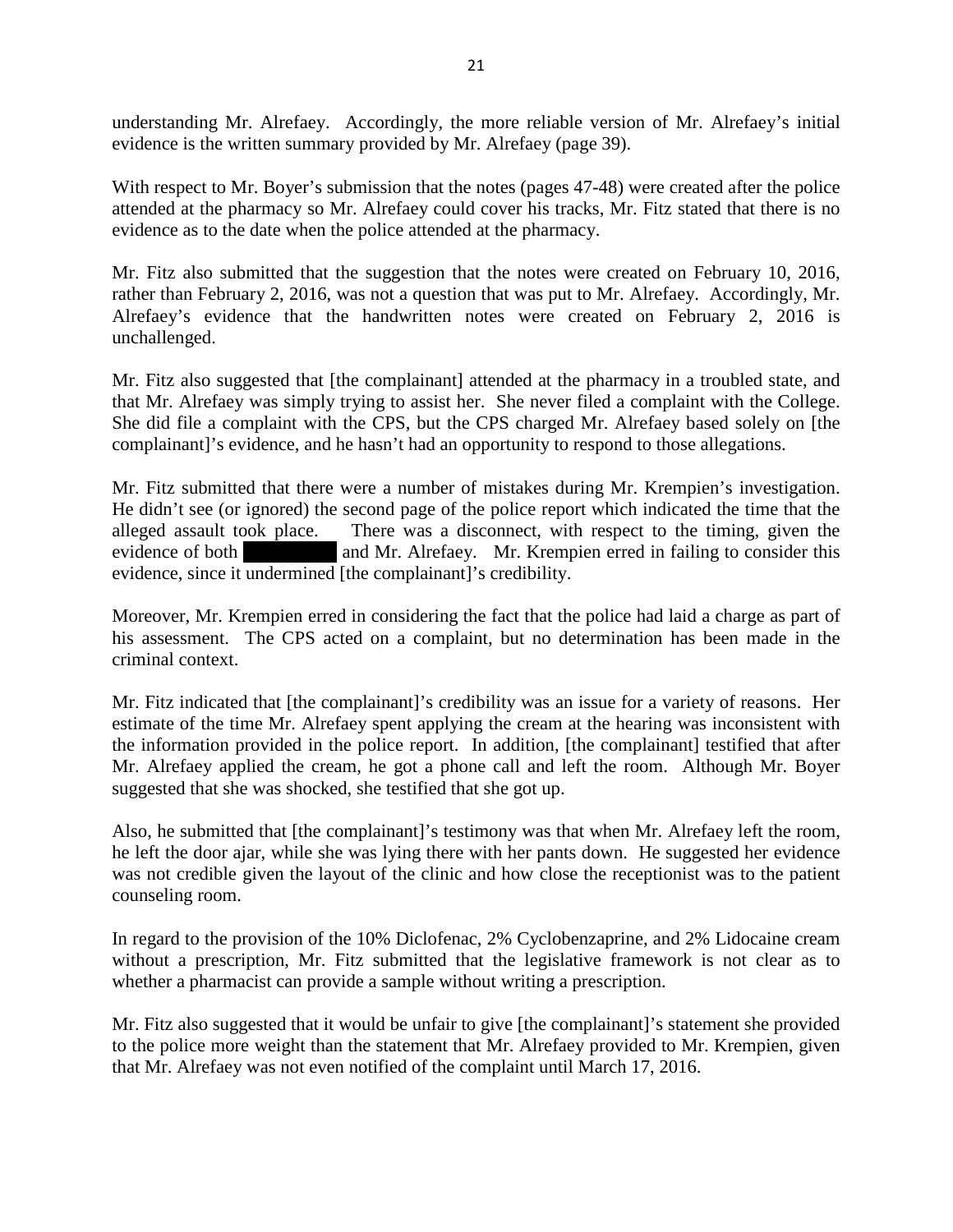understanding Mr. Alrefaey. Accordingly, the more reliable version of Mr. Alrefaey's initial evidence is the written summary provided by Mr. Alrefaey (page 39).

With respect to Mr. Boyer's submission that the notes (pages 47-48) were created after the police attended at the pharmacy so Mr. Alrefaey could cover his tracks, Mr. Fitz stated that there is no evidence as to the date when the police attended at the pharmacy.

Mr. Fitz also submitted that the suggestion that the notes were created on February 10, 2016, rather than February 2, 2016, was not a question that was put to Mr. Alrefaey. Accordingly, Mr. Alrefaey's evidence that the handwritten notes were created on February 2, 2016 is unchallenged.

Mr. Fitz also suggested that [the complainant] attended at the pharmacy in a troubled state, and that Mr. Alrefaey was simply trying to assist her. She never filed a complaint with the College. She did file a complaint with the CPS, but the CPS charged Mr. Alrefaey based solely on [the complainant]'s evidence, and he hasn't had an opportunity to respond to those allegations.

Mr. Fitz submitted that there were a number of mistakes during Mr. Krempien's investigation. He didn't see (or ignored) the second page of the police report which indicated the time that the alleged assault took place. There was a disconnect, with respect to the timing, given the evidence of both [redacted] and Mr. Alrefaey. Mr. Krempien erred in failing to consider this evidence, since it undermined [the complainant]'s credibility.

Moreover, Mr. Krempien erred in considering the fact that the police had laid a charge as part of his assessment. The CPS acted on a complaint, but no determination has been made in the criminal context.

Mr. Fitz indicated that [the complainant]'s credibility was an issue for a variety of reasons. Her estimate of the time Mr. Alrefaey spent applying the cream at the hearing was inconsistent with the information provided in the police report. In addition, [the complainant] testified that after Mr. Alrefaey applied the cream, he got a phone call and left the room. Although Mr. Boyer suggested that she was shocked, she testified that she got up.

Also, he submitted that [the complainant]'s testimony was that when Mr. Alrefaey left the room, he left the door ajar, while she was lying there with her pants down. He suggested her evidence was not credible given the layout of the clinic and how close the receptionist was to the patient counseling room.

In regard to the provision of the 10% Diclofenac, 2% Cyclobenzaprine, and 2% Lidocaine cream without a prescription, Mr. Fitz submitted that the legislative framework is not clear as to whether a pharmacist can provide a sample without writing a prescription.

Mr. Fitz also suggested that it would be unfair to give [the complainant]'s statement she provided to the police more weight than the statement that Mr. Alrefaey provided to Mr. Krempien, given that Mr. Alrefaey was not even notified of the complaint until March 17, 2016.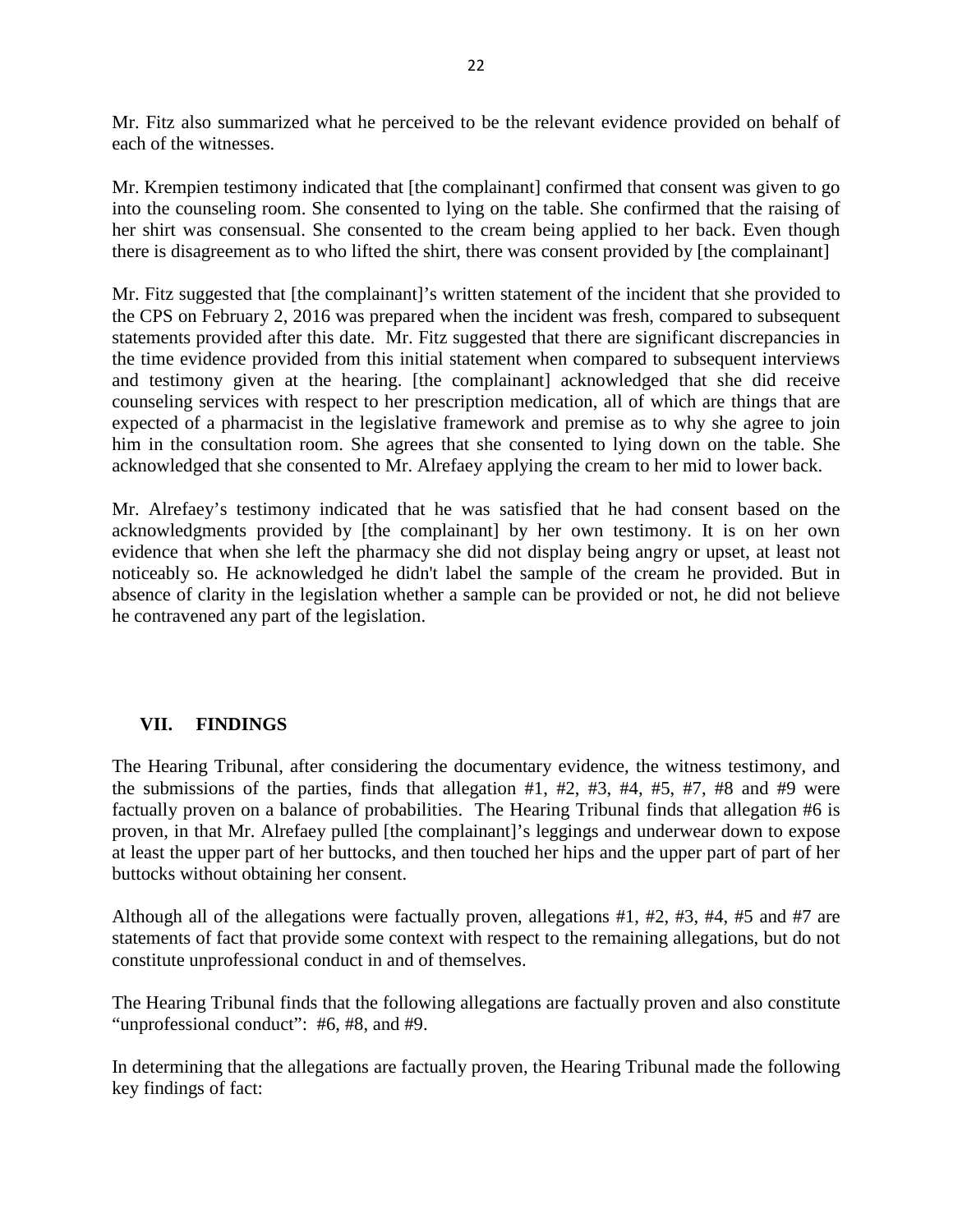Mr. Fitz also summarized what he perceived to be the relevant evidence provided on behalf of each of the witnesses.

Mr. Krempien testimony indicated that [the complainant] confirmed that consent was given to go into the counseling room. She consented to lying on the table. She confirmed that the raising of her shirt was consensual. She consented to the cream being applied to her back. Even though there is disagreement as to who lifted the shirt, there was consent provided by [the complainant]

Mr. Fitz suggested that [the complainant]'s written statement of the incident that she provided to the CPS on February 2, 2016 was prepared when the incident was fresh, compared to subsequent statements provided after this date. Mr. Fitz suggested that there are significant discrepancies in the time evidence provided from this initial statement when compared to subsequent interviews and testimony given at the hearing. [the complainant] acknowledged that she did receive counseling services with respect to her prescription medication, all of which are things that are expected of a pharmacist in the legislative framework and premise as to why she agree to join him in the consultation room. She agrees that she consented to lying down on the table. She acknowledged that she consented to Mr. Alrefaey applying the cream to her mid to lower back.

Mr. Alrefaey's testimony indicated that he was satisfied that he had consent based on the acknowledgments provided by [the complainant] by her own testimony. It is on her own evidence that when she left the pharmacy she did not display being angry or upset, at least not noticeably so. He acknowledged he didn't label the sample of the cream he provided. But in absence of clarity in the legislation whether a sample can be provided or not, he did not believe he contravened any part of the legislation.

## VII. FINDINGS

The Hearing Tribunal, after considering the documentary evidence, the witness testimony, and the submissions of the parties, finds that allegation #1, #2, #3, #4, #5, #7, #8 and #9 were factually proven on a balance of probabilities. The Hearing Tribunal finds that allegation #6 is proven, in that Mr. Alrefaey pulled [the complainant]'s leggings and underwear down to expose at least the upper part of her buttocks, and then touched her hips and the upper part of part of her buttocks without obtaining her consent.

Although all of the allegations were factually proven, allegations #1, #2, #3, #4, #5 and #7 are statements of fact that provide some context with respect to the remaining allegations, but do not constitute unprofessional conduct in and of themselves.

The Hearing Tribunal finds that the following allegations are factually proven and also constitute "unprofessional conduct": #6, #8, and #9.

In determining that the allegations are factually proven, the Hearing Tribunal made the following key findings of fact: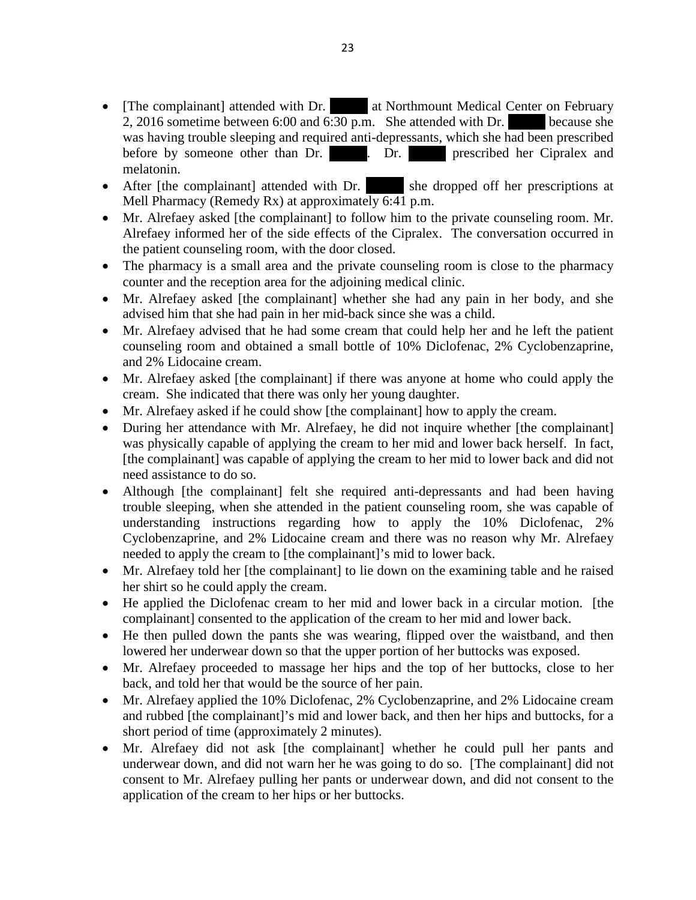- [The complainant] attended with Dr. ███ at Northmount Medical Center on February 2, 2016 sometime between 6:00 and 6:30 p.m. She attended with Dr. ███ because she was having trouble sleeping and required anti-depressants, which she had been prescribed before by someone other than Dr. ███. Dr. ███ prescribed her Cipralex and melatonin.
- After [the complainant] attended with Dr. ███ she dropped off her prescriptions at Mell Pharmacy (Remedy Rx) at approximately 6:41 p.m.
- Mr. Alrefaey asked [the complainant] to follow him to the private counseling room. Mr. Alrefaey informed her of the side effects of the Cipralex. The conversation occurred in the patient counseling room, with the door closed.
- The pharmacy is a small area and the private counseling room is close to the pharmacy counter and the reception area for the adjoining medical clinic.
- Mr. Alrefaey asked [the complainant] whether she had any pain in her body, and she advised him that she had pain in her mid-back since she was a child.
- Mr. Alrefaey advised that he had some cream that could help her and he left the patient counseling room and obtained a small bottle of 10% Diclofenac, 2% Cyclobenzaprine, and 2% Lidocaine cream.
- Mr. Alrefaey asked [the complainant] if there was anyone at home who could apply the cream. She indicated that there was only her young daughter.
- Mr. Alrefaey asked if he could show [the complainant] how to apply the cream.
- During her attendance with Mr. Alrefaey, he did not inquire whether [the complainant] was physically capable of applying the cream to her mid and lower back herself. In fact, [the complainant] was capable of applying the cream to her mid to lower back and did not need assistance to do so.
- Although [the complainant] felt she required anti-depressants and had been having trouble sleeping, when she attended in the patient counseling room, she was capable of understanding instructions regarding how to apply the 10% Diclofenac, 2% Cyclobenzaprine, and 2% Lidocaine cream and there was no reason why Mr. Alrefaey needed to apply the cream to [the complainant]'s mid to lower back.
- Mr. Alrefaey told her [the complainant] to lie down on the examining table and he raised her shirt so he could apply the cream.
- He applied the Diclofenac cream to her mid and lower back in a circular motion. [the complainant] consented to the application of the cream to her mid and lower back.
- He then pulled down the pants she was wearing, flipped over the waistband, and then lowered her underwear down so that the upper portion of her buttocks was exposed.
- Mr. Alrefaey proceeded to massage her hips and the top of her buttocks, close to her back, and told her that would be the source of her pain.
- Mr. Alrefaey applied the 10% Diclofenac, 2% Cyclobenzaprine, and 2% Lidocaine cream and rubbed [the complainant]'s mid and lower back, and then her hips and buttocks, for a short period of time (approximately 2 minutes).
- Mr. Alrefaey did not ask [the complainant] whether he could pull her pants and underwear down, and did not warn her he was going to do so. [The complainant] did not consent to Mr. Alrefaey pulling her pants or underwear down, and did not consent to the application of the cream to her hips or her buttocks.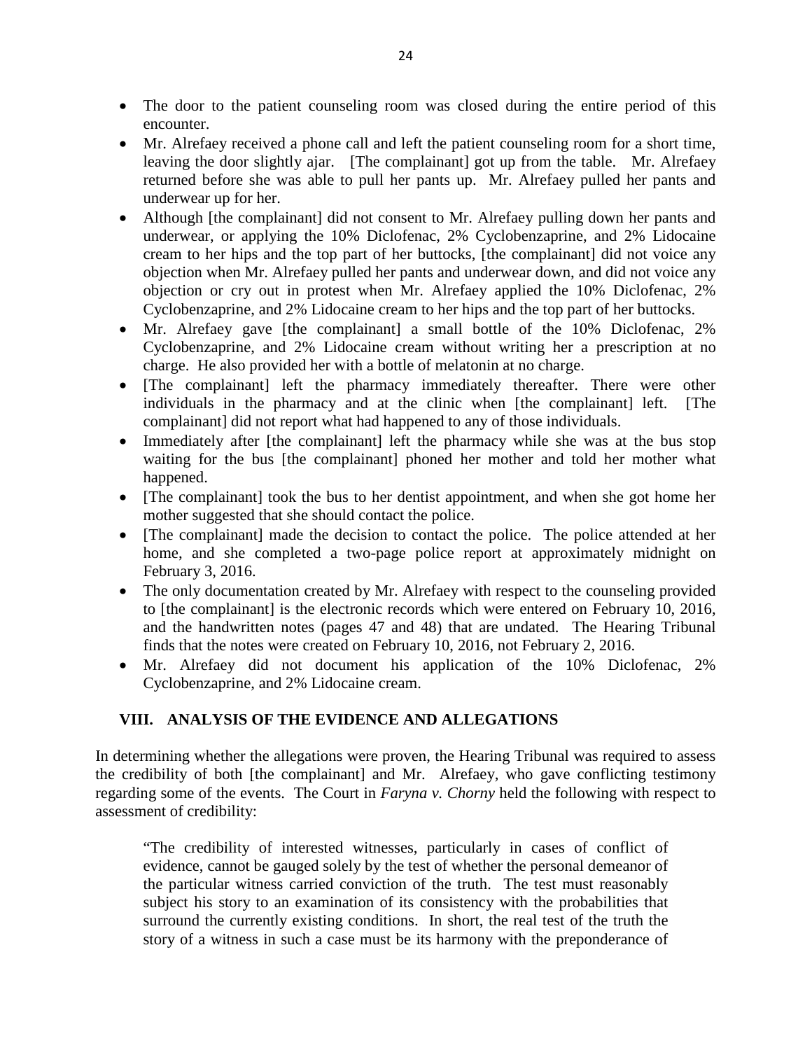- The door to the patient counseling room was closed during the entire period of this encounter.
- Mr. Alrefaey received a phone call and left the patient counseling room for a short time, leaving the door slightly ajar. [The complainant] got up from the table. Mr. Alrefaey returned before she was able to pull her pants up. Mr. Alrefaey pulled her pants and underwear up for her.
- Although [the complainant] did not consent to Mr. Alrefaey pulling down her pants and underwear, or applying the 10% Diclofenac, 2% Cyclobenzaprine, and 2% Lidocaine cream to her hips and the top part of her buttocks, [the complainant] did not voice any objection when Mr. Alrefaey pulled her pants and underwear down, and did not voice any objection or cry out in protest when Mr. Alrefaey applied the 10% Diclofenac, 2% Cyclobenzaprine, and 2% Lidocaine cream to her hips and the top part of her buttocks.
- Mr. Alrefaey gave [the complainant] a small bottle of the 10% Diclofenac, 2% Cyclobenzaprine, and 2% Lidocaine cream without writing her a prescription at no charge. He also provided her with a bottle of melatonin at no charge.
- [The complainant] left the pharmacy immediately thereafter. There were other individuals in the pharmacy and at the clinic when [the complainant] left. [The complainant] did not report what had happened to any of those individuals.
- Immediately after [the complainant] left the pharmacy while she was at the bus stop waiting for the bus [the complainant] phoned her mother and told her mother what happened.
- [The complainant] took the bus to her dentist appointment, and when she got home her mother suggested that she should contact the police.
- [The complainant] made the decision to contact the police. The police attended at her home, and she completed a two-page police report at approximately midnight on February 3, 2016.
- The only documentation created by Mr. Alrefaey with respect to the counseling provided to [the complainant] is the electronic records which were entered on February 10, 2016, and the handwritten notes (pages 47 and 48) that are undated. The Hearing Tribunal finds that the notes were created on February 10, 2016, not February 2, 2016.
- Mr. Alrefaey did not document his application of the 10% Diclofenac, 2% Cyclobenzaprine, and 2% Lidocaine cream.

## VIII. ANALYSIS OF THE EVIDENCE AND ALLEGATIONS

In determining whether the allegations were proven, the Hearing Tribunal was required to assess the credibility of both [the complainant] and Mr. Alrefaey, who gave conflicting testimony regarding some of the events. The Court in *Faryna v. Chorny* held the following with respect to assessment of credibility:

> "The credibility of interested witnesses, particularly in cases of conflict of evidence, cannot be gauged solely by the test of whether the personal demeanor of the particular witness carried conviction of the truth. The test must reasonably subject his story to an examination of its consistency with the probabilities that surround the currently existing conditions. In short, the real test of the truth the story of a witness in such a case must be its harmony with the preponderance of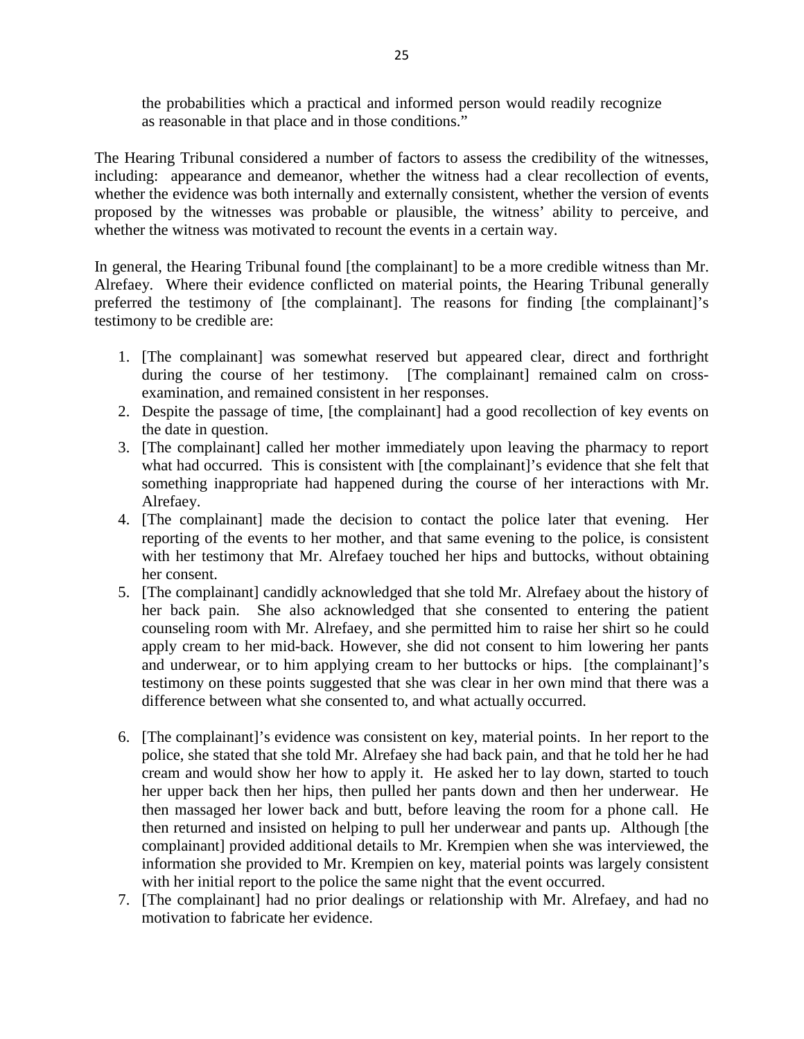the probabilities which a practical and informed person would readily recognize as reasonable in that place and in those conditions."

The Hearing Tribunal considered a number of factors to assess the credibility of the witnesses, including: appearance and demeanor, whether the witness had a clear recollection of events, whether the evidence was both internally and externally consistent, whether the version of events proposed by the witnesses was probable or plausible, the witness' ability to perceive, and whether the witness was motivated to recount the events in a certain way.

In general, the Hearing Tribunal found [the complainant] to be a more credible witness than Mr. Alrefaey. Where their evidence conflicted on material points, the Hearing Tribunal generally preferred the testimony of [the complainant]. The reasons for finding [the complainant]'s testimony to be credible are:

1. [The complainant] was somewhat reserved but appeared clear, direct and forthright during the course of her testimony. [The complainant] remained calm on cross-examination, and remained consistent in her responses.
2. Despite the passage of time, [the complainant] had a good recollection of key events on the date in question.
3. [The complainant] called her mother immediately upon leaving the pharmacy to report what had occurred. This is consistent with [the complainant]'s evidence that she felt that something inappropriate had happened during the course of her interactions with Mr. Alrefaey.
4. [The complainant] made the decision to contact the police later that evening. Her reporting of the events to her mother, and that same evening to the police, is consistent with her testimony that Mr. Alrefaey touched her hips and buttocks, without obtaining her consent.
5. [The complainant] candidly acknowledged that she told Mr. Alrefaey about the history of her back pain. She also acknowledged that she consented to entering the patient counseling room with Mr. Alrefaey, and she permitted him to raise her shirt so he could apply cream to her mid-back. However, she did not consent to him lowering her pants and underwear, or to him applying cream to her buttocks or hips. [the complainant]'s testimony on these points suggested that she was clear in her own mind that there was a difference between what she consented to, and what actually occurred.
6. [The complainant]'s evidence was consistent on key, material points. In her report to the police, she stated that she told Mr. Alrefaey she had back pain, and that he told her he had cream and would show her how to apply it. He asked her to lay down, started to touch her upper back then her hips, then pulled her pants down and then her underwear. He then massaged her lower back and butt, before leaving the room for a phone call. He then returned and insisted on helping to pull her underwear and pants up. Although [the complainant] provided additional details to Mr. Krempien when she was interviewed, the information she provided to Mr. Krempien on key, material points was largely consistent with her initial report to the police the same night that the event occurred.
7. [The complainant] had no prior dealings or relationship with Mr. Alrefaey, and had no motivation to fabricate her evidence.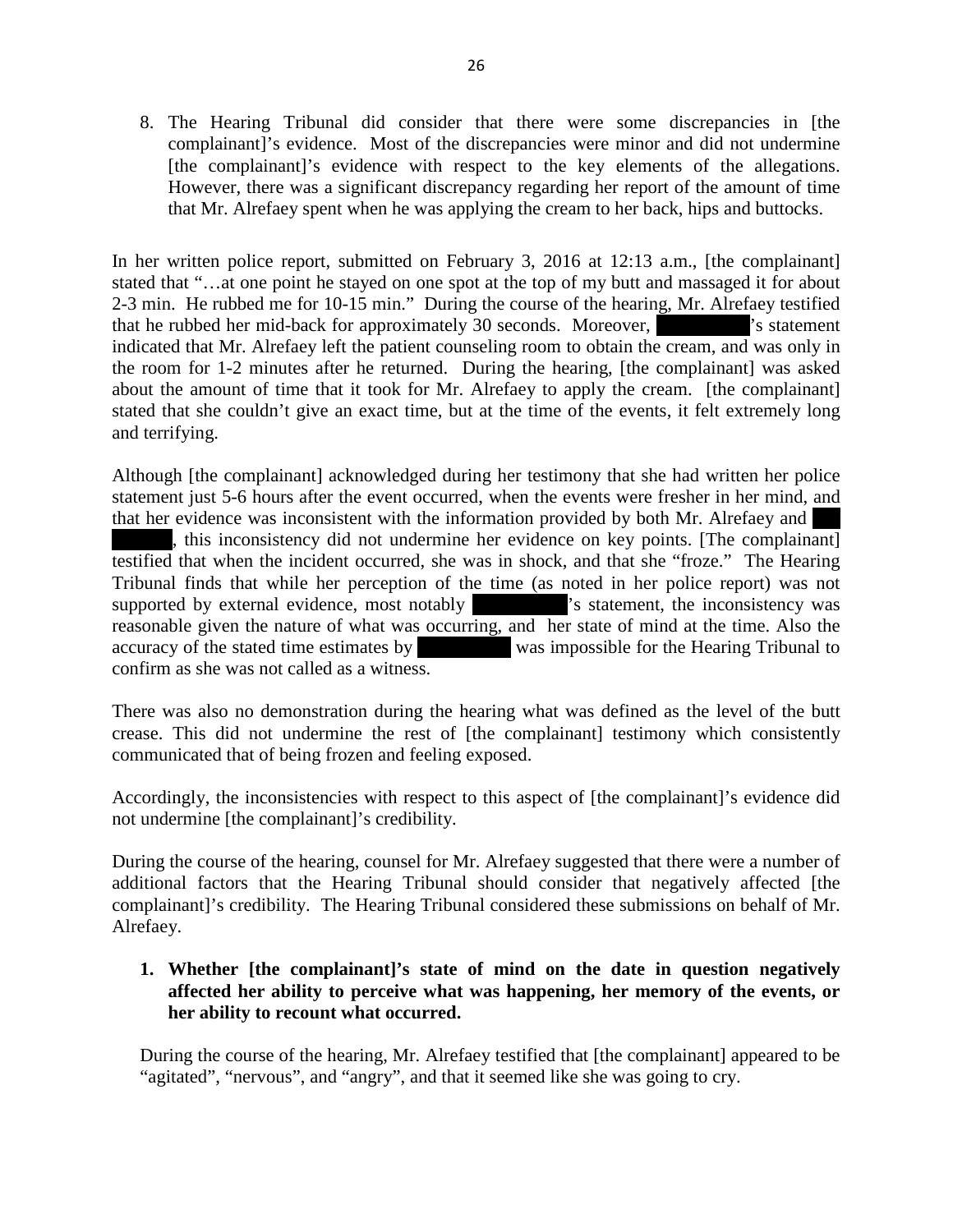8. The Hearing Tribunal did consider that there were some discrepancies in [the complainant]'s evidence. Most of the discrepancies were minor and did not undermine [the complainant]'s evidence with respect to the key elements of the allegations. However, there was a significant discrepancy regarding her report of the amount of time that Mr. Alrefaey spent when he was applying the cream to her back, hips and buttocks.

In her written police report, submitted on February 3, 2016 at 12:13 a.m., [the complainant] stated that "…at one point he stayed on one spot at the top of my butt and massaged it for about 2-3 min. He rubbed me for 10-15 min." During the course of the hearing, Mr. Alrefaey testified that he rubbed her mid-back for approximately 30 seconds. Moreover, [redacted]'s statement indicated that Mr. Alrefaey left the patient counseling room to obtain the cream, and was only in the room for 1-2 minutes after he returned. During the hearing, [the complainant] was asked about the amount of time that it took for Mr. Alrefaey to apply the cream. [the complainant] stated that she couldn't give an exact time, but at the time of the events, it felt extremely long and terrifying.

Although [the complainant] acknowledged during her testimony that she had written her police statement just 5-6 hours after the event occurred, when the events were fresher in her mind, and that her evidence was inconsistent with the information provided by both Mr. Alrefaey and [redacted], this inconsistency did not undermine her evidence on key points. [The complainant] testified that when the incident occurred, she was in shock, and that she "froze." The Hearing Tribunal finds that while her perception of the time (as noted in her police report) was not supported by external evidence, most notably [redacted]'s statement, the inconsistency was reasonable given the nature of what was occurring, and her state of mind at the time. Also the accuracy of the stated time estimates by [redacted] was impossible for the Hearing Tribunal to confirm as she was not called as a witness.

There was also no demonstration during the hearing what was defined as the level of the butt crease. This did not undermine the rest of [the complainant] testimony which consistently communicated that of being frozen and feeling exposed.

Accordingly, the inconsistencies with respect to this aspect of [the complainant]'s evidence did not undermine [the complainant]'s credibility.

During the course of the hearing, counsel for Mr. Alrefaey suggested that there were a number of additional factors that the Hearing Tribunal should consider that negatively affected [the complainant]'s credibility. The Hearing Tribunal considered these submissions on behalf of Mr. Alrefaey.

1. **Whether [the complainant]'s state of mind on the date in question negatively affected her ability to perceive what was happening, her memory of the events, or her ability to recount what occurred.**

   During the course of the hearing, Mr. Alrefaey testified that [the complainant] appeared to be "agitated", "nervous", and "angry", and that it seemed like she was going to cry.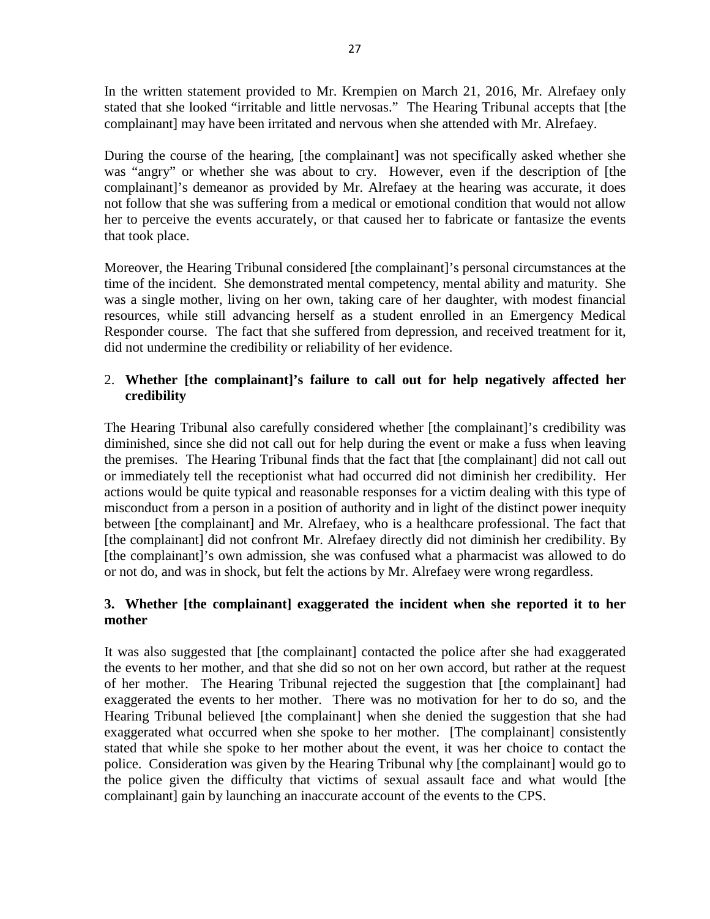In the written statement provided to Mr. Krempien on March 21, 2016, Mr. Alrefaey only stated that she looked "irritable and little nervosas." The Hearing Tribunal accepts that [the complainant] may have been irritated and nervous when she attended with Mr. Alrefaey.

During the course of the hearing, [the complainant] was not specifically asked whether she was "angry" or whether she was about to cry. However, even if the description of [the complainant]'s demeanor as provided by Mr. Alrefaey at the hearing was accurate, it does not follow that she was suffering from a medical or emotional condition that would not allow her to perceive the events accurately, or that caused her to fabricate or fantasize the events that took place.

Moreover, the Hearing Tribunal considered [the complainant]'s personal circumstances at the time of the incident. She demonstrated mental competency, mental ability and maturity. She was a single mother, living on her own, taking care of her daughter, with modest financial resources, while still advancing herself as a student enrolled in an Emergency Medical Responder course. The fact that she suffered from depression, and received treatment for it, did not undermine the credibility or reliability of her evidence.

2. **Whether [the complainant]'s failure to call out for help negatively affected her credibility**

The Hearing Tribunal also carefully considered whether [the complainant]'s credibility was diminished, since she did not call out for help during the event or make a fuss when leaving the premises. The Hearing Tribunal finds that the fact that [the complainant] did not call out or immediately tell the receptionist what had occurred did not diminish her credibility. Her actions would be quite typical and reasonable responses for a victim dealing with this type of misconduct from a person in a position of authority and in light of the distinct power inequity between [the complainant] and Mr. Alrefaey, who is a healthcare professional. The fact that [the complainant] did not confront Mr. Alrefaey directly did not diminish her credibility. By [the complainant]'s own admission, she was confused what a pharmacist was allowed to do or not do, and was in shock, but felt the actions by Mr. Alrefaey were wrong regardless.

**3. Whether [the complainant] exaggerated the incident when she reported it to her mother**

It was also suggested that [the complainant] contacted the police after she had exaggerated the events to her mother, and that she did so not on her own accord, but rather at the request of her mother. The Hearing Tribunal rejected the suggestion that [the complainant] had exaggerated the events to her mother. There was no motivation for her to do so, and the Hearing Tribunal believed [the complainant] when she denied the suggestion that she had exaggerated what occurred when she spoke to her mother. [The complainant] consistently stated that while she spoke to her mother about the event, it was her choice to contact the police. Consideration was given by the Hearing Tribunal why [the complainant] would go to the police given the difficulty that victims of sexual assault face and what would [the complainant] gain by launching an inaccurate account of the events to the CPS.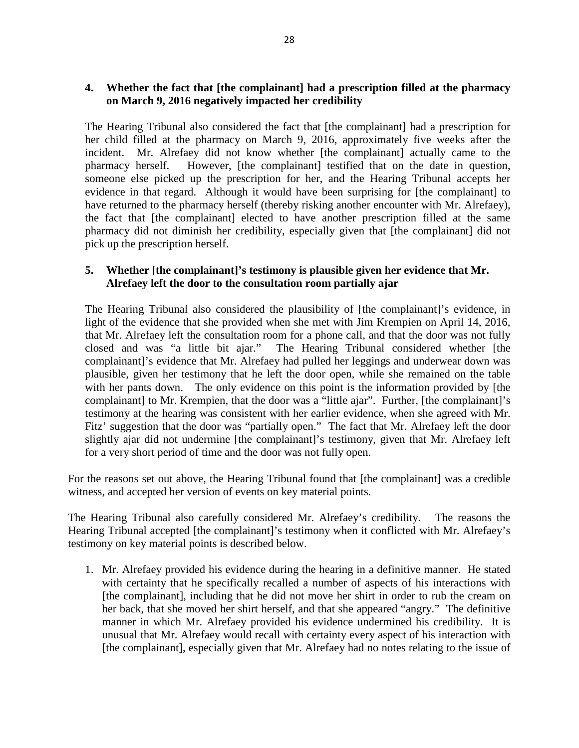**4. Whether the fact that [the complainant] had a prescription filled at the pharmacy on March 9, 2016 negatively impacted her credibility**

The Hearing Tribunal also considered the fact that [the complainant] had a prescription for her child filled at the pharmacy on March 9, 2016, approximately five weeks after the incident. Mr. Alrefaey did not know whether [the complainant] actually came to the pharmacy herself. However, [the complainant] testified that on the date in question, someone else picked up the prescription for her, and the Hearing Tribunal accepts her evidence in that regard. Although it would have been surprising for [the complainant] to have returned to the pharmacy herself (thereby risking another encounter with Mr. Alrefaey), the fact that [the complainant] elected to have another prescription filled at the same pharmacy did not diminish her credibility, especially given that [the complainant] did not pick up the prescription herself.

**5. Whether [the complainant]'s testimony is plausible given her evidence that Mr. Alrefaey left the door to the consultation room partially ajar**

The Hearing Tribunal also considered the plausibility of [the complainant]'s evidence, in light of the evidence that she provided when she met with Jim Krempien on April 14, 2016, that Mr. Alrefaey left the consultation room for a phone call, and that the door was not fully closed and was "a little bit ajar." The Hearing Tribunal considered whether [the complainant]'s evidence that Mr. Alrefaey had pulled her leggings and underwear down was plausible, given her testimony that he left the door open, while she remained on the table with her pants down. The only evidence on this point is the information provided by [the complainant] to Mr. Krempien, that the door was a "little ajar". Further, [the complainant]'s testimony at the hearing was consistent with her earlier evidence, when she agreed with Mr. Fitz' suggestion that the door was "partially open." The fact that Mr. Alrefaey left the door slightly ajar did not undermine [the complainant]'s testimony, given that Mr. Alrefaey left for a very short period of time and the door was not fully open.

For the reasons set out above, the Hearing Tribunal found that [the complainant] was a credible witness, and accepted her version of events on key material points.

The Hearing Tribunal also carefully considered Mr. Alrefaey's credibility. The reasons the Hearing Tribunal accepted [the complainant]'s testimony when it conflicted with Mr. Alrefaey's testimony on key material points is described below.

1. Mr. Alrefaey provided his evidence during the hearing in a definitive manner. He stated with certainty that he specifically recalled a number of aspects of his interactions with [the complainant], including that he did not move her shirt in order to rub the cream on her back, that she moved her shirt herself, and that she appeared "angry." The definitive manner in which Mr. Alrefaey provided his evidence undermined his credibility. It is unusual that Mr. Alrefaey would recall with certainty every aspect of his interaction with [the complainant], especially given that Mr. Alrefaey had no notes relating to the issue of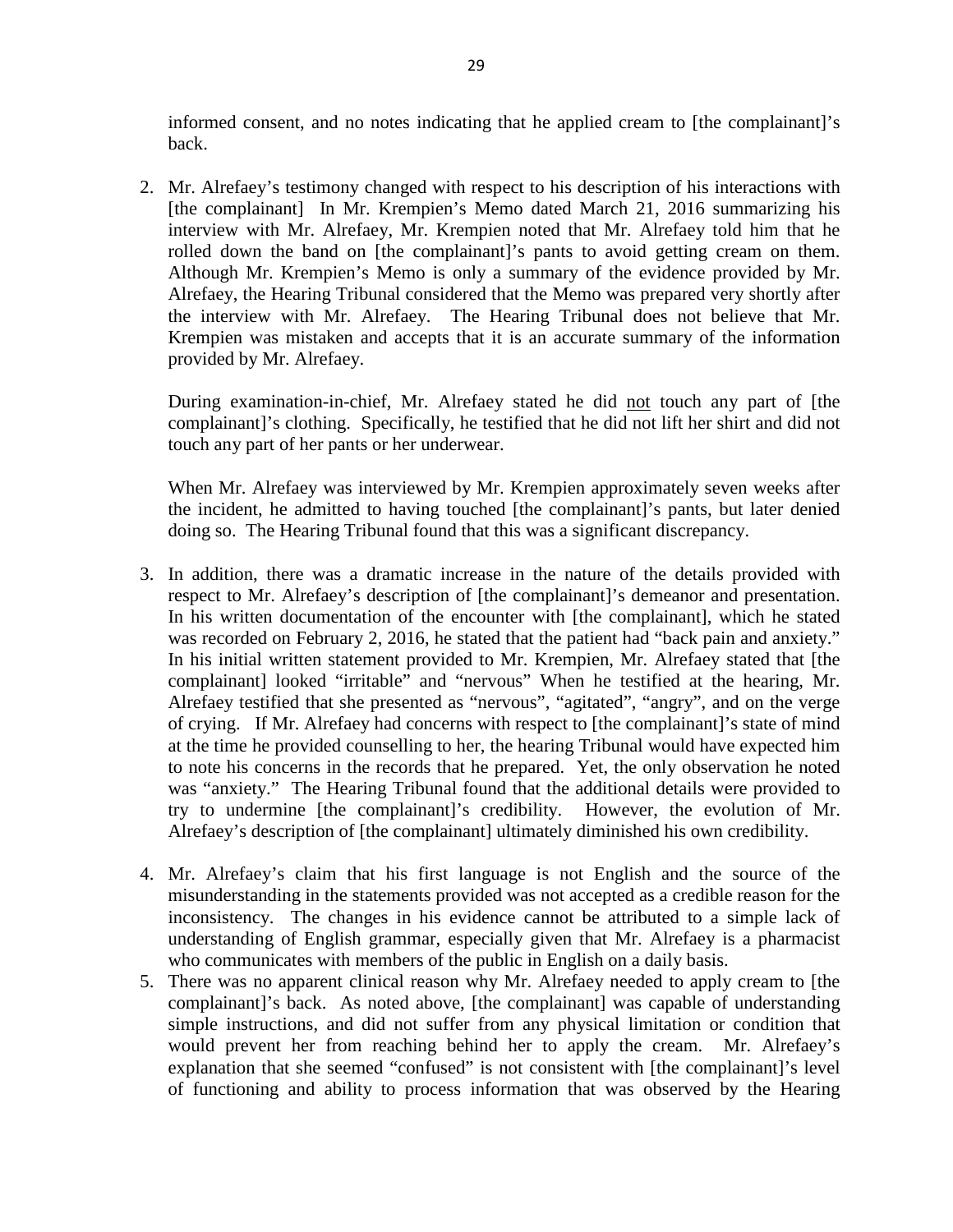informed consent, and no notes indicating that he applied cream to [the complainant]'s back.

2. Mr. Alrefaey's testimony changed with respect to his description of his interactions with [the complainant] In Mr. Krempien's Memo dated March 21, 2016 summarizing his interview with Mr. Alrefaey, Mr. Krempien noted that Mr. Alrefaey told him that he rolled down the band on [the complainant]'s pants to avoid getting cream on them. Although Mr. Krempien's Memo is only a summary of the evidence provided by Mr. Alrefaey, the Hearing Tribunal considered that the Memo was prepared very shortly after the interview with Mr. Alrefaey. The Hearing Tribunal does not believe that Mr. Krempien was mistaken and accepts that it is an accurate summary of the information provided by Mr. Alrefaey.

   During examination-in-chief, Mr. Alrefaey stated he did <u>not</u> touch any part of [the complainant]'s clothing. Specifically, he testified that he did not lift her shirt and did not touch any part of her pants or her underwear.

   When Mr. Alrefaey was interviewed by Mr. Krempien approximately seven weeks after the incident, he admitted to having touched [the complainant]'s pants, but later denied doing so. The Hearing Tribunal found that this was a significant discrepancy.

3. In addition, there was a dramatic increase in the nature of the details provided with respect to Mr. Alrefaey's description of [the complainant]'s demeanor and presentation. In his written documentation of the encounter with [the complainant], which he stated was recorded on February 2, 2016, he stated that the patient had "back pain and anxiety." In his initial written statement provided to Mr. Krempien, Mr. Alrefaey stated that [the complainant] looked "irritable" and "nervous" When he testified at the hearing, Mr. Alrefaey testified that she presented as "nervous", "agitated", "angry", and on the verge of crying. If Mr. Alrefaey had concerns with respect to [the complainant]'s state of mind at the time he provided counselling to her, the hearing Tribunal would have expected him to note his concerns in the records that he prepared. Yet, the only observation he noted was "anxiety." The Hearing Tribunal found that the additional details were provided to try to undermine [the complainant]'s credibility. However, the evolution of Mr. Alrefaey's description of [the complainant] ultimately diminished his own credibility.

4. Mr. Alrefaey's claim that his first language is not English and the source of the misunderstanding in the statements provided was not accepted as a credible reason for the inconsistency. The changes in his evidence cannot be attributed to a simple lack of understanding of English grammar, especially given that Mr. Alrefaey is a pharmacist who communicates with members of the public in English on a daily basis.

5. There was no apparent clinical reason why Mr. Alrefaey needed to apply cream to [the complainant]'s back. As noted above, [the complainant] was capable of understanding simple instructions, and did not suffer from any physical limitation or condition that would prevent her from reaching behind her to apply the cream. Mr. Alrefaey's explanation that she seemed "confused" is not consistent with [the complainant]'s level of functioning and ability to process information that was observed by the Hearing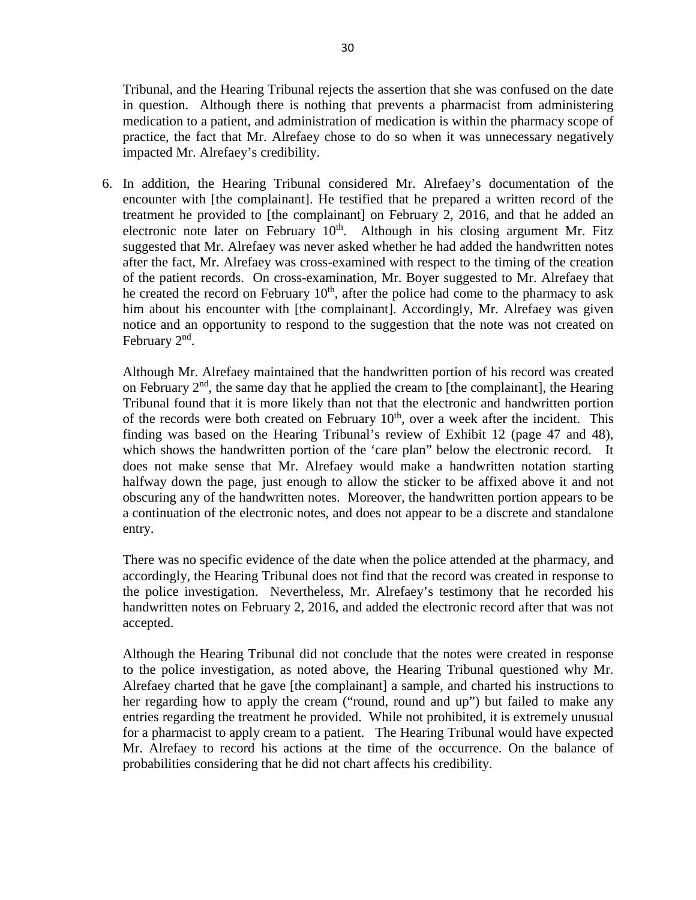Tribunal, and the Hearing Tribunal rejects the assertion that she was confused on the date in question. Although there is nothing that prevents a pharmacist from administering medication to a patient, and administration of medication is within the pharmacy scope of practice, the fact that Mr. Alrefaey chose to do so when it was unnecessary negatively impacted Mr. Alrefaey's credibility.

6. In addition, the Hearing Tribunal considered Mr. Alrefaey's documentation of the encounter with [the complainant]. He testified that he prepared a written record of the treatment he provided to [the complainant] on February 2, 2016, and that he added an electronic note later on February 10th. Although in his closing argument Mr. Fitz suggested that Mr. Alrefaey was never asked whether he had added the handwritten notes after the fact, Mr. Alrefaey was cross-examined with respect to the timing of the creation of the patient records. On cross-examination, Mr. Boyer suggested to Mr. Alrefaey that he created the record on February 10th, after the police had come to the pharmacy to ask him about his encounter with [the complainant]. Accordingly, Mr. Alrefaey was given notice and an opportunity to respond to the suggestion that the note was not created on February 2nd.

   Although Mr. Alrefaey maintained that the handwritten portion of his record was created on February 2nd, the same day that he applied the cream to [the complainant], the Hearing Tribunal found that it is more likely than not that the electronic and handwritten portion of the records were both created on February 10th, over a week after the incident. This finding was based on the Hearing Tribunal's review of Exhibit 12 (page 47 and 48), which shows the handwritten portion of the 'care plan" below the electronic record. It does not make sense that Mr. Alrefaey would make a handwritten notation starting halfway down the page, just enough to allow the sticker to be affixed above it and not obscuring any of the handwritten notes. Moreover, the handwritten portion appears to be a continuation of the electronic notes, and does not appear to be a discrete and standalone entry.

   There was no specific evidence of the date when the police attended at the pharmacy, and accordingly, the Hearing Tribunal does not find that the record was created in response to the police investigation. Nevertheless, Mr. Alrefaey's testimony that he recorded his handwritten notes on February 2, 2016, and added the electronic record after that was not accepted.

   Although the Hearing Tribunal did not conclude that the notes were created in response to the police investigation, as noted above, the Hearing Tribunal questioned why Mr. Alrefaey charted that he gave [the complainant] a sample, and charted his instructions to her regarding how to apply the cream ("round, round and up") but failed to make any entries regarding the treatment he provided. While not prohibited, it is extremely unusual for a pharmacist to apply cream to a patient. The Hearing Tribunal would have expected Mr. Alrefaey to record his actions at the time of the occurrence. On the balance of probabilities considering that he did not chart affects his credibility.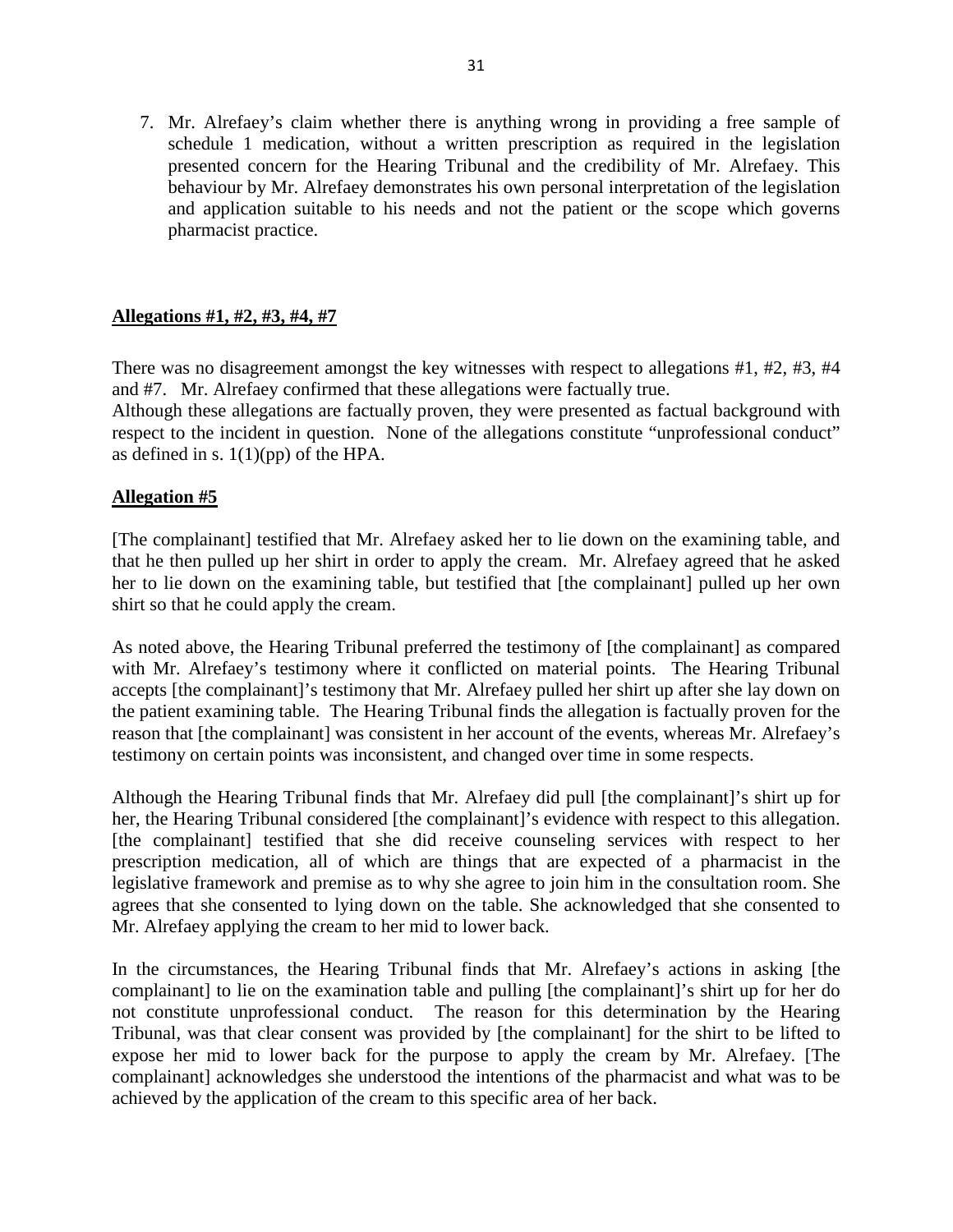7. Mr. Alrefaey's claim whether there is anything wrong in providing a free sample of schedule 1 medication, without a written prescription as required in the legislation presented concern for the Hearing Tribunal and the credibility of Mr. Alrefaey. This behaviour by Mr. Alrefaey demonstrates his own personal interpretation of the legislation and application suitable to his needs and not the patient or the scope which governs pharmacist practice.

**Allegations #1, #2, #3, #4, #7**

There was no disagreement amongst the key witnesses with respect to allegations #1, #2, #3, #4 and #7. Mr. Alrefaey confirmed that these allegations were factually true.
Although these allegations are factually proven, they were presented as factual background with respect to the incident in question. None of the allegations constitute "unprofessional conduct" as defined in s. 1(1)(pp) of the HPA.

**Allegation #5**

[The complainant] testified that Mr. Alrefaey asked her to lie down on the examining table, and that he then pulled up her shirt in order to apply the cream. Mr. Alrefaey agreed that he asked her to lie down on the examining table, but testified that [the complainant] pulled up her own shirt so that he could apply the cream.

As noted above, the Hearing Tribunal preferred the testimony of [the complainant] as compared with Mr. Alrefaey's testimony where it conflicted on material points. The Hearing Tribunal accepts [the complainant]'s testimony that Mr. Alrefaey pulled her shirt up after she lay down on the patient examining table. The Hearing Tribunal finds the allegation is factually proven for the reason that [the complainant] was consistent in her account of the events, whereas Mr. Alrefaey's testimony on certain points was inconsistent, and changed over time in some respects.

Although the Hearing Tribunal finds that Mr. Alrefaey did pull [the complainant]'s shirt up for her, the Hearing Tribunal considered [the complainant]'s evidence with respect to this allegation. [the complainant] testified that she did receive counseling services with respect to her prescription medication, all of which are things that are expected of a pharmacist in the legislative framework and premise as to why she agree to join him in the consultation room. She agrees that she consented to lying down on the table. She acknowledged that she consented to Mr. Alrefaey applying the cream to her mid to lower back.

In the circumstances, the Hearing Tribunal finds that Mr. Alrefaey's actions in asking [the complainant] to lie on the examination table and pulling [the complainant]'s shirt up for her do not constitute unprofessional conduct. The reason for this determination by the Hearing Tribunal, was that clear consent was provided by [the complainant] for the shirt to be lifted to expose her mid to lower back for the purpose to apply the cream by Mr. Alrefaey. [The complainant] acknowledges she understood the intentions of the pharmacist and what was to be achieved by the application of the cream to this specific area of her back.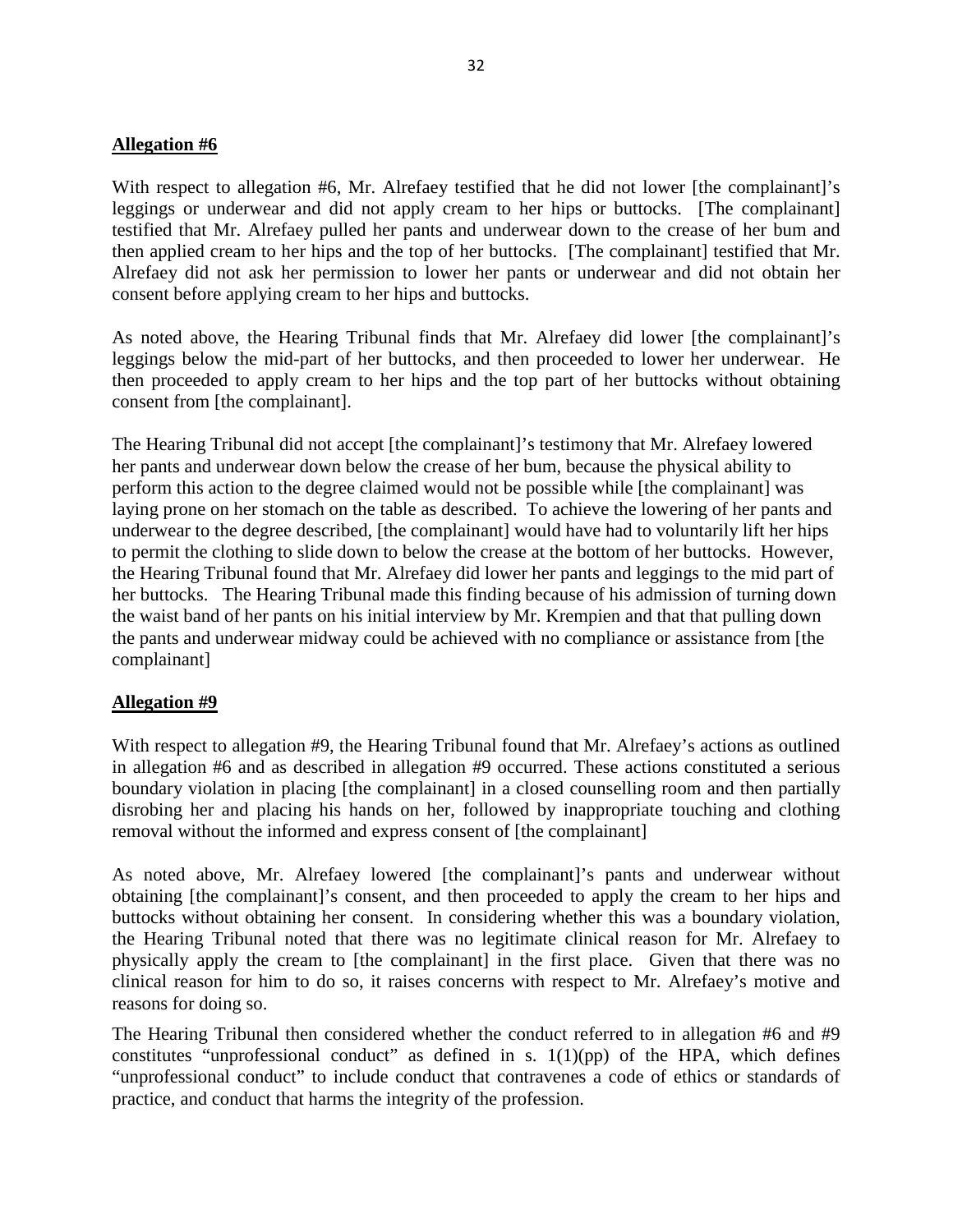**Allegation #6**

With respect to allegation #6, Mr. Alrefaey testified that he did not lower [the complainant]'s leggings or underwear and did not apply cream to her hips or buttocks. [The complainant] testified that Mr. Alrefaey pulled her pants and underwear down to the crease of her bum and then applied cream to her hips and the top of her buttocks. [The complainant] testified that Mr. Alrefaey did not ask her permission to lower her pants or underwear and did not obtain her consent before applying cream to her hips and buttocks.

As noted above, the Hearing Tribunal finds that Mr. Alrefaey did lower [the complainant]'s leggings below the mid-part of her buttocks, and then proceeded to lower her underwear. He then proceeded to apply cream to her hips and the top part of her buttocks without obtaining consent from [the complainant].

The Hearing Tribunal did not accept [the complainant]'s testimony that Mr. Alrefaey lowered her pants and underwear down below the crease of her bum, because the physical ability to perform this action to the degree claimed would not be possible while [the complainant] was laying prone on her stomach on the table as described. To achieve the lowering of her pants and underwear to the degree described, [the complainant] would have had to voluntarily lift her hips to permit the clothing to slide down to below the crease at the bottom of her buttocks. However, the Hearing Tribunal found that Mr. Alrefaey did lower her pants and leggings to the mid part of her buttocks. The Hearing Tribunal made this finding because of his admission of turning down the waist band of her pants on his initial interview by Mr. Krempien and that that pulling down the pants and underwear midway could be achieved with no compliance or assistance from [the complainant]

**Allegation #9**

With respect to allegation #9, the Hearing Tribunal found that Mr. Alrefaey's actions as outlined in allegation #6 and as described in allegation #9 occurred. These actions constituted a serious boundary violation in placing [the complainant] in a closed counselling room and then partially disrobing her and placing his hands on her, followed by inappropriate touching and clothing removal without the informed and express consent of [the complainant]

As noted above, Mr. Alrefaey lowered [the complainant]'s pants and underwear without obtaining [the complainant]'s consent, and then proceeded to apply the cream to her hips and buttocks without obtaining her consent. In considering whether this was a boundary violation, the Hearing Tribunal noted that there was no legitimate clinical reason for Mr. Alrefaey to physically apply the cream to [the complainant] in the first place. Given that there was no clinical reason for him to do so, it raises concerns with respect to Mr. Alrefaey's motive and reasons for doing so.

The Hearing Tribunal then considered whether the conduct referred to in allegation #6 and #9 constitutes "unprofessional conduct" as defined in s. 1(1)(pp) of the HPA, which defines "unprofessional conduct" to include conduct that contravenes a code of ethics or standards of practice, and conduct that harms the integrity of the profession.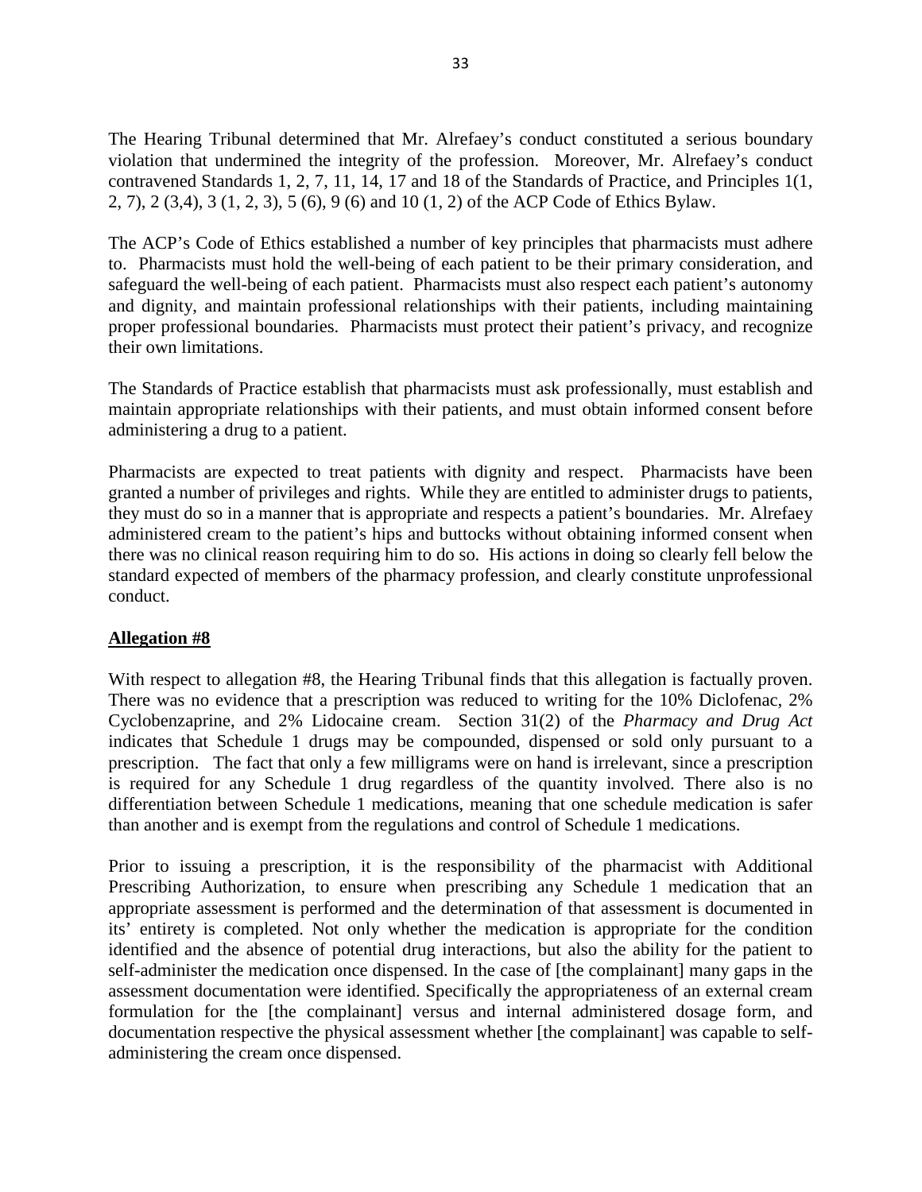The Hearing Tribunal determined that Mr. Alrefaey's conduct constituted a serious boundary violation that undermined the integrity of the profession. Moreover, Mr. Alrefaey's conduct contravened Standards 1, 2, 7, 11, 14, 17 and 18 of the Standards of Practice, and Principles 1(1, 2, 7), 2 (3,4), 3 (1, 2, 3), 5 (6), 9 (6) and 10 (1, 2) of the ACP Code of Ethics Bylaw.

The ACP's Code of Ethics established a number of key principles that pharmacists must adhere to. Pharmacists must hold the well-being of each patient to be their primary consideration, and safeguard the well-being of each patient. Pharmacists must also respect each patient's autonomy and dignity, and maintain professional relationships with their patients, including maintaining proper professional boundaries. Pharmacists must protect their patient's privacy, and recognize their own limitations.

The Standards of Practice establish that pharmacists must ask professionally, must establish and maintain appropriate relationships with their patients, and must obtain informed consent before administering a drug to a patient.

Pharmacists are expected to treat patients with dignity and respect. Pharmacists have been granted a number of privileges and rights. While they are entitled to administer drugs to patients, they must do so in a manner that is appropriate and respects a patient's boundaries. Mr. Alrefaey administered cream to the patient's hips and buttocks without obtaining informed consent when there was no clinical reason requiring him to do so. His actions in doing so clearly fell below the standard expected of members of the pharmacy profession, and clearly constitute unprofessional conduct.

**Allegation #8**

With respect to allegation #8, the Hearing Tribunal finds that this allegation is factually proven. There was no evidence that a prescription was reduced to writing for the 10% Diclofenac, 2% Cyclobenzaprine, and 2% Lidocaine cream. Section 31(2) of the *Pharmacy and Drug Act* indicates that Schedule 1 drugs may be compounded, dispensed or sold only pursuant to a prescription. The fact that only a few milligrams were on hand is irrelevant, since a prescription is required for any Schedule 1 drug regardless of the quantity involved. There also is no differentiation between Schedule 1 medications, meaning that one schedule medication is safer than another and is exempt from the regulations and control of Schedule 1 medications.

Prior to issuing a prescription, it is the responsibility of the pharmacist with Additional Prescribing Authorization, to ensure when prescribing any Schedule 1 medication that an appropriate assessment is performed and the determination of that assessment is documented in its' entirety is completed. Not only whether the medication is appropriate for the condition identified and the absence of potential drug interactions, but also the ability for the patient to self-administer the medication once dispensed. In the case of [the complainant] many gaps in the assessment documentation were identified. Specifically the appropriateness of an external cream formulation for the [the complainant] versus and internal administered dosage form, and documentation respective the physical assessment whether [the complainant] was capable to self-administering the cream once dispensed.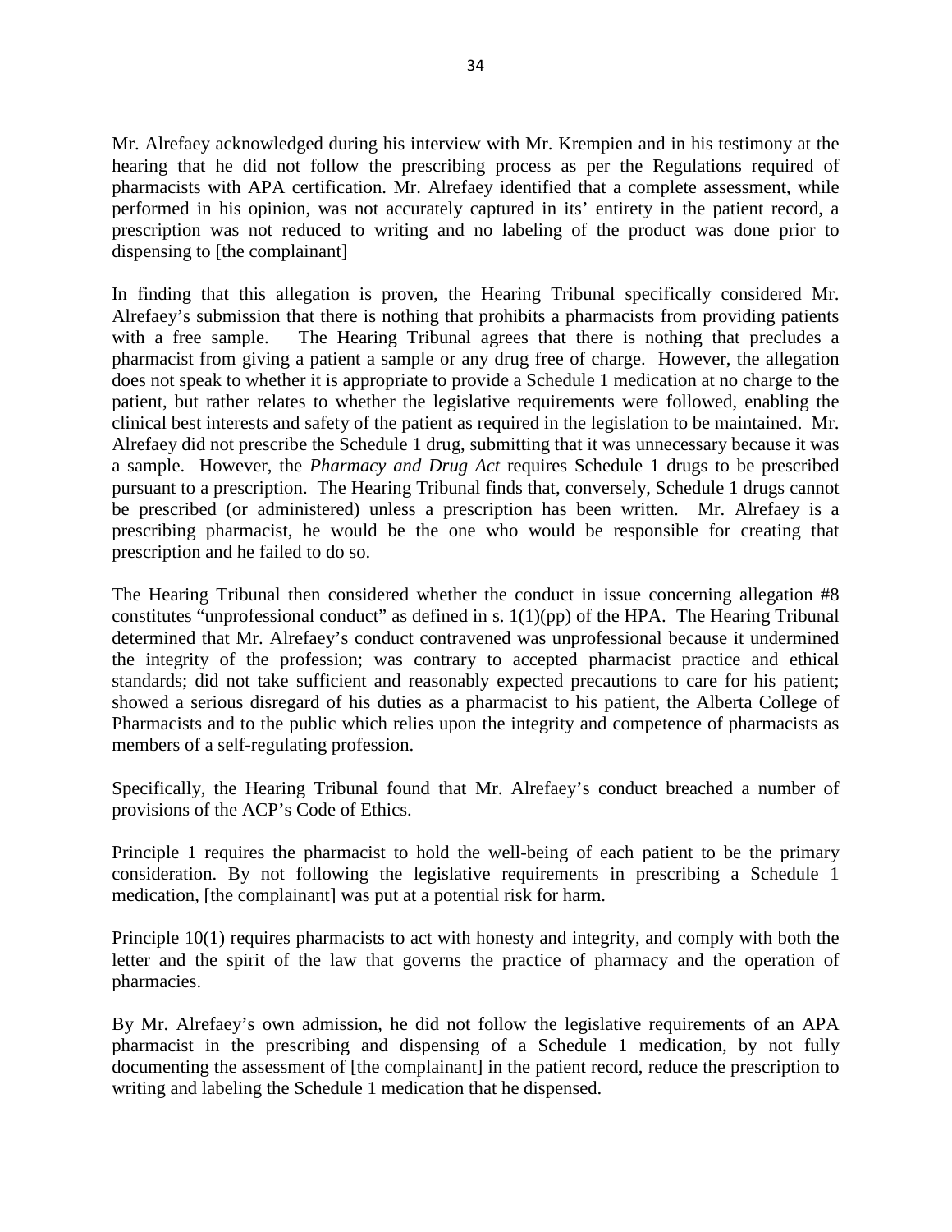Mr. Alrefaey acknowledged during his interview with Mr. Krempien and in his testimony at the hearing that he did not follow the prescribing process as per the Regulations required of pharmacists with APA certification. Mr. Alrefaey identified that a complete assessment, while performed in his opinion, was not accurately captured in its' entirety in the patient record, a prescription was not reduced to writing and no labeling of the product was done prior to dispensing to [the complainant]

In finding that this allegation is proven, the Hearing Tribunal specifically considered Mr. Alrefaey's submission that there is nothing that prohibits a pharmacists from providing patients with a free sample. The Hearing Tribunal agrees that there is nothing that precludes a pharmacist from giving a patient a sample or any drug free of charge. However, the allegation does not speak to whether it is appropriate to provide a Schedule 1 medication at no charge to the patient, but rather relates to whether the legislative requirements were followed, enabling the clinical best interests and safety of the patient as required in the legislation to be maintained. Mr. Alrefaey did not prescribe the Schedule 1 drug, submitting that it was unnecessary because it was a sample. However, the *Pharmacy and Drug Act* requires Schedule 1 drugs to be prescribed pursuant to a prescription. The Hearing Tribunal finds that, conversely, Schedule 1 drugs cannot be prescribed (or administered) unless a prescription has been written. Mr. Alrefaey is a prescribing pharmacist, he would be the one who would be responsible for creating that prescription and he failed to do so.

The Hearing Tribunal then considered whether the conduct in issue concerning allegation #8 constitutes "unprofessional conduct" as defined in s. 1(1)(pp) of the HPA. The Hearing Tribunal determined that Mr. Alrefaey's conduct contravened was unprofessional because it undermined the integrity of the profession; was contrary to accepted pharmacist practice and ethical standards; did not take sufficient and reasonably expected precautions to care for his patient; showed a serious disregard of his duties as a pharmacist to his patient, the Alberta College of Pharmacists and to the public which relies upon the integrity and competence of pharmacists as members of a self-regulating profession.

Specifically, the Hearing Tribunal found that Mr. Alrefaey's conduct breached a number of provisions of the ACP's Code of Ethics.

Principle 1 requires the pharmacist to hold the well-being of each patient to be the primary consideration. By not following the legislative requirements in prescribing a Schedule 1 medication, [the complainant] was put at a potential risk for harm.

Principle 10(1) requires pharmacists to act with honesty and integrity, and comply with both the letter and the spirit of the law that governs the practice of pharmacy and the operation of pharmacies.

By Mr. Alrefaey's own admission, he did not follow the legislative requirements of an APA pharmacist in the prescribing and dispensing of a Schedule 1 medication, by not fully documenting the assessment of [the complainant] in the patient record, reduce the prescription to writing and labeling the Schedule 1 medication that he dispensed.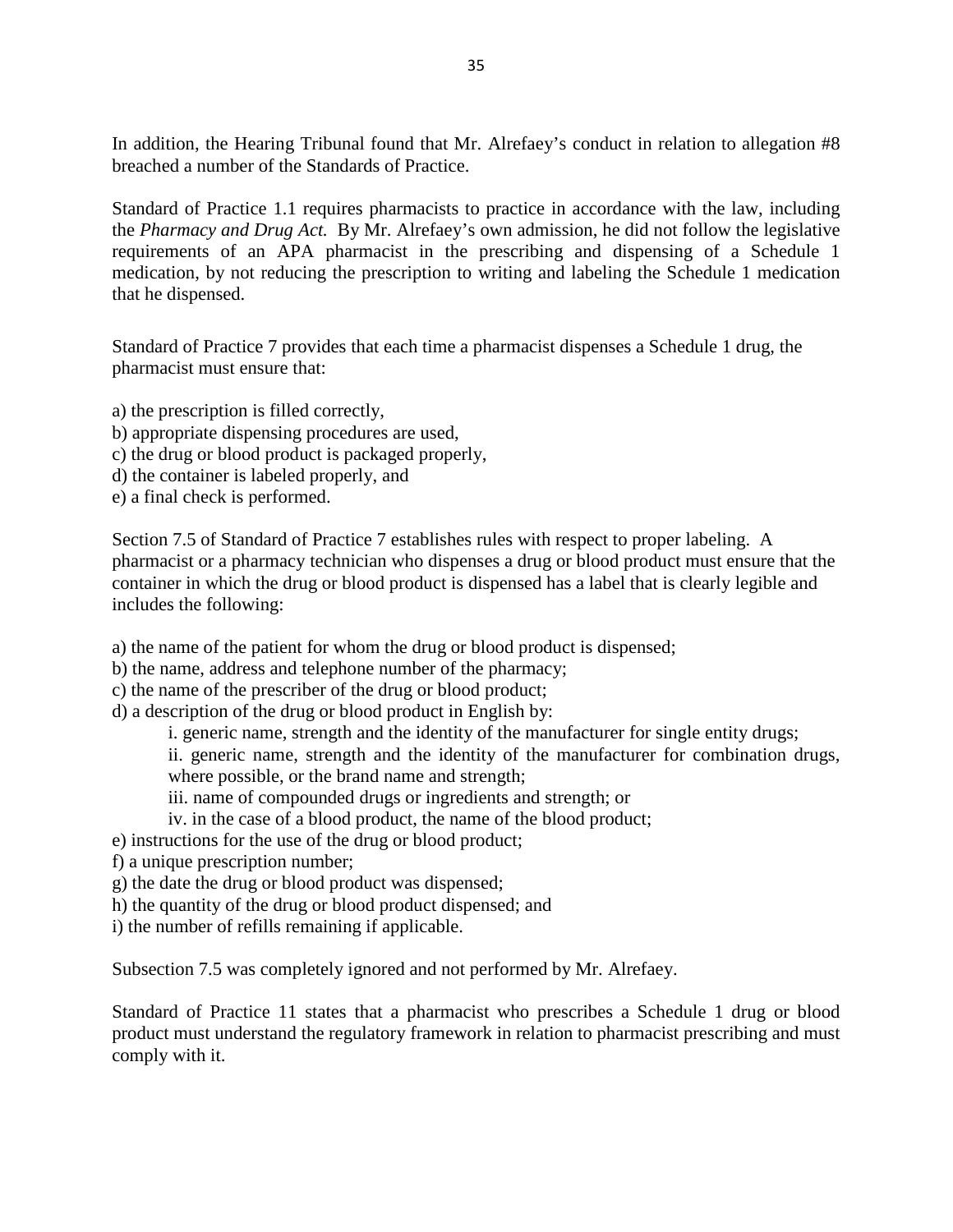In addition, the Hearing Tribunal found that Mr. Alrefaey's conduct in relation to allegation #8 breached a number of the Standards of Practice.

Standard of Practice 1.1 requires pharmacists to practice in accordance with the law, including the *Pharmacy and Drug Act.* By Mr. Alrefaey's own admission, he did not follow the legislative requirements of an APA pharmacist in the prescribing and dispensing of a Schedule 1 medication, by not reducing the prescription to writing and labeling the Schedule 1 medication that he dispensed.

Standard of Practice 7 provides that each time a pharmacist dispenses a Schedule 1 drug, the pharmacist must ensure that:

a) the prescription is filled correctly,
b) appropriate dispensing procedures are used,
c) the drug or blood product is packaged properly,
d) the container is labeled properly, and
e) a final check is performed.

Section 7.5 of Standard of Practice 7 establishes rules with respect to proper labeling. A pharmacist or a pharmacy technician who dispenses a drug or blood product must ensure that the container in which the drug or blood product is dispensed has a label that is clearly legible and includes the following:

a) the name of the patient for whom the drug or blood product is dispensed;
b) the name, address and telephone number of the pharmacy;
c) the name of the prescriber of the drug or blood product;
d) a description of the drug or blood product in English by:
    i. generic name, strength and the identity of the manufacturer for single entity drugs;
    ii. generic name, strength and the identity of the manufacturer for combination drugs, where possible, or the brand name and strength;
    iii. name of compounded drugs or ingredients and strength; or
    iv. in the case of a blood product, the name of the blood product;
e) instructions for the use of the drug or blood product;
f) a unique prescription number;
g) the date the drug or blood product was dispensed;
h) the quantity of the drug or blood product dispensed; and
i) the number of refills remaining if applicable.

Subsection 7.5 was completely ignored and not performed by Mr. Alrefaey.

Standard of Practice 11 states that a pharmacist who prescribes a Schedule 1 drug or blood product must understand the regulatory framework in relation to pharmacist prescribing and must comply with it.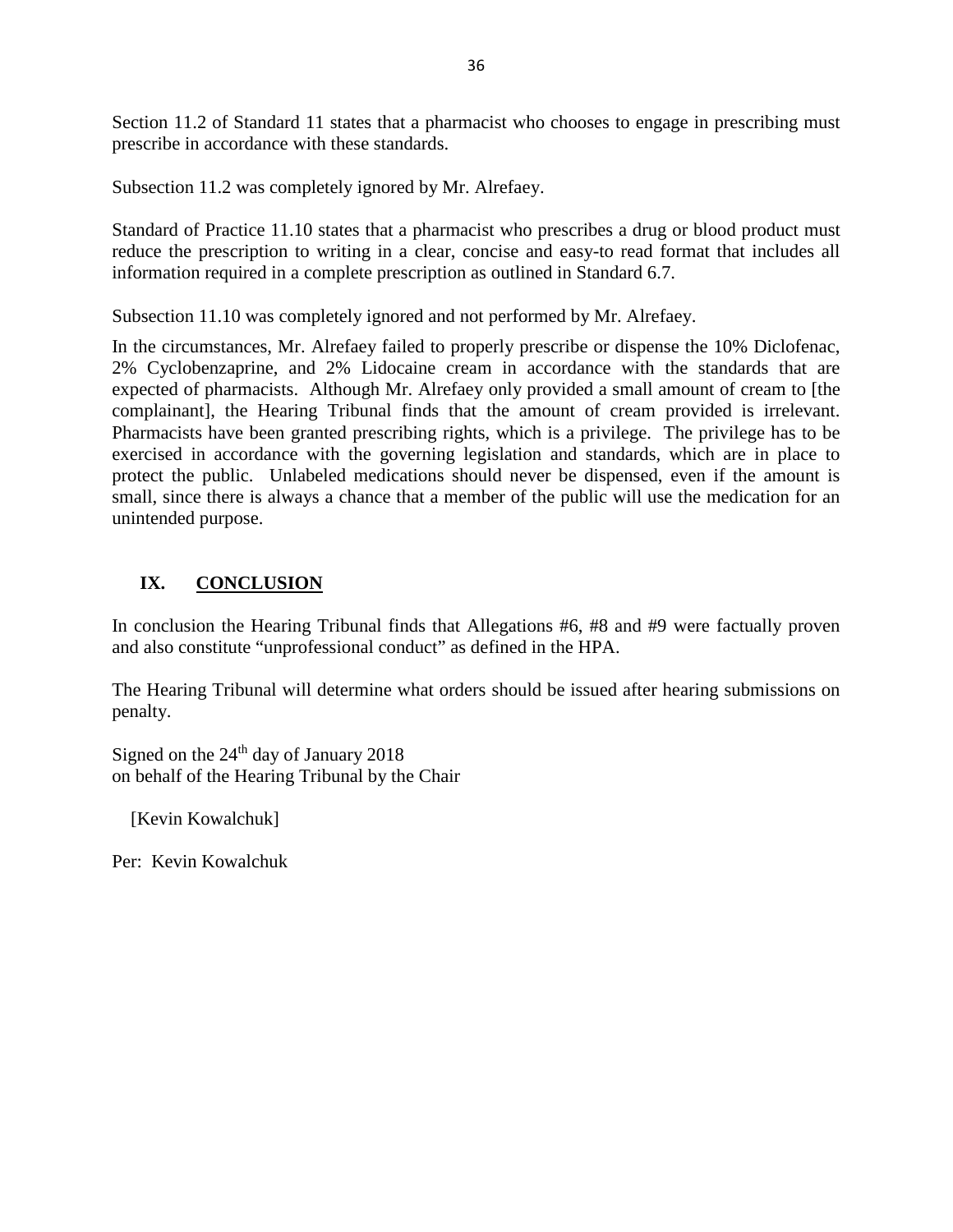Section 11.2 of Standard 11 states that a pharmacist who chooses to engage in prescribing must prescribe in accordance with these standards.

Subsection 11.2 was completely ignored by Mr. Alrefaey.

Standard of Practice 11.10 states that a pharmacist who prescribes a drug or blood product must reduce the prescription to writing in a clear, concise and easy-to read format that includes all information required in a complete prescription as outlined in Standard 6.7.

Subsection 11.10 was completely ignored and not performed by Mr. Alrefaey.

In the circumstances, Mr. Alrefaey failed to properly prescribe or dispense the 10% Diclofenac, 2% Cyclobenzaprine, and 2% Lidocaine cream in accordance with the standards that are expected of pharmacists. Although Mr. Alrefaey only provided a small amount of cream to [the complainant], the Hearing Tribunal finds that the amount of cream provided is irrelevant. Pharmacists have been granted prescribing rights, which is a privilege. The privilege has to be exercised in accordance with the governing legislation and standards, which are in place to protect the public. Unlabeled medications should never be dispensed, even if the amount is small, since there is always a chance that a member of the public will use the medication for an unintended purpose.

## IX. CONCLUSION

In conclusion the Hearing Tribunal finds that Allegations #6, #8 and #9 were factually proven and also constitute "unprofessional conduct" as defined in the HPA.

The Hearing Tribunal will determine what orders should be issued after hearing submissions on penalty.

Signed on the 24th day of January 2018
on behalf of the Hearing Tribunal by the Chair

[Kevin Kowalchuk]

Per: Kevin Kowalchuk